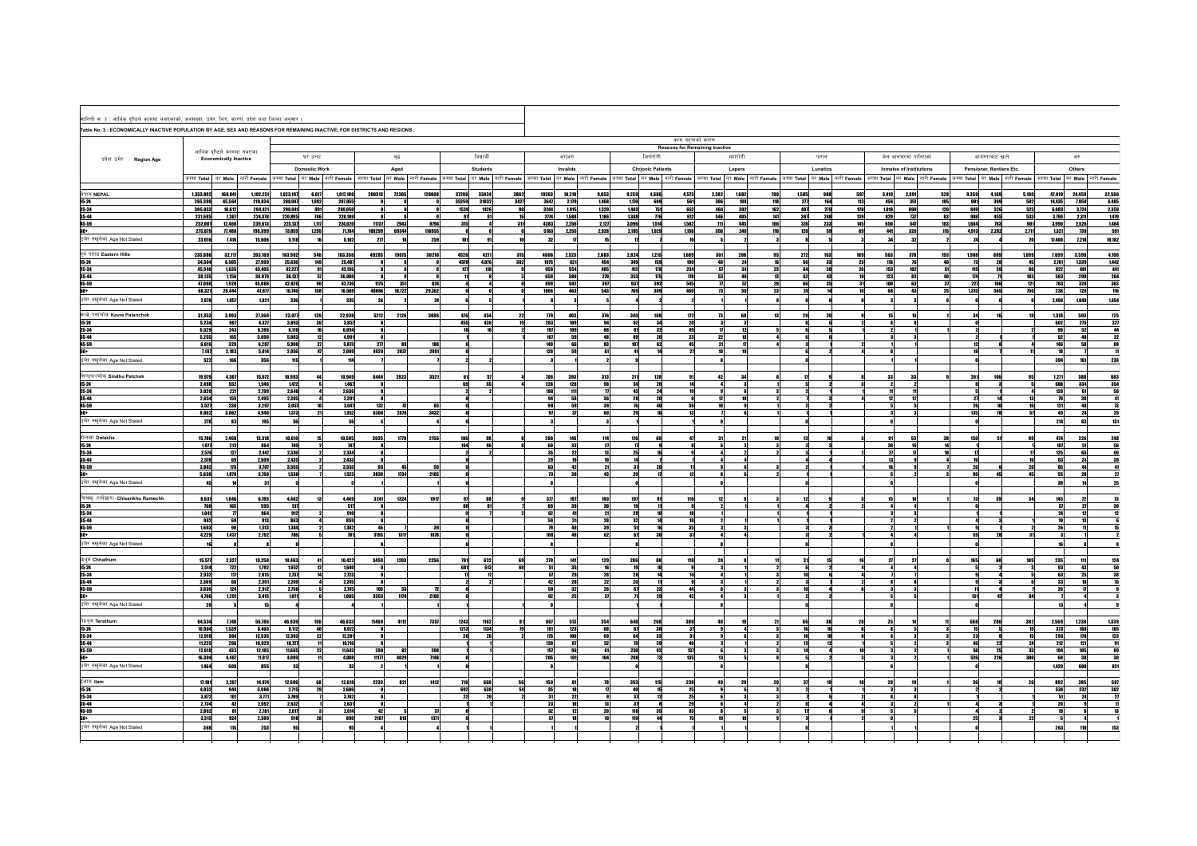तालिका नं. ३ : आर्थिक दृष्टिले काममा नलाग्नेको, जनसंख्या, उमेर, लिङ्ग, कारण, प्रदेश तथा जिल्ला अनुसार।

**Table No. 3 : ECONOMICALLY INACTIVE POPULATION BY AGE, SEX AND REASONS FOR REMAINING INACTIVE, FOR DISTRICTS AND REGIONS .**

| प्रदेश उमेर Region Age | आर्थिक दृष्टिले काममा नलाग्नेका Economically Inactive | | | काम नहुनाको कारण Reasons for Remaining Inactive | | | | | | | | | | | | | | | | | | | | | | | | | | | | | |
|---|---|---|---|---|---|---|---|---|---|---|---|---|---|---|---|---|---|---|---|---|---|---|---|---|---|---|---|---|---|---|---|---|---|
| | | | | घर धन्दा Domestic Work | | | वृद्ध Aged | | | विद्यार्थी Students | | | अपाङ्ग Invalids | | | चिररोगी Chronic Patients | | | महारोगी Lepers | | | पागल Lunatics | | | जेल बासगृहमा पालिएको Inmates of Institutions | | | आयस्ताबाट खाने Pensioner, Rentiers Etc. | | | अन्य Others | | |
| | जम्मा Total | नर Male | नारी Female | जम्मा Total | नर Male | नारी Female | जम्मा Total | नर Male | नारी Female | जम्मा Total | नर Male | नारी Female | जम्मा Total | नर Male | नारी Female | जम्मा Total | नर Male | नारी Female | जम्मा Total | नर Male | नारी Female | जम्मा Total | नर Male | नारी Female | जम्मा Total | नर Male | नारी Female | जम्मा Total | नर Male | नारी Female | जम्मा Total | नर Male | नारी Female |
| नेपाल NEPAL | 1,353,092 | 160,841 | 1,192,251 | 1,023,167 | 6,017 | 1,017,150 | 200313 | 72305 | 128008 | 37296 | 33434 | 3862 | 19263 | 10,210 | 9,053 | 9,259 | 4,686 | 4,573 | 2,382 | 1,682 | 700 | 1,585 | 988 | 597 | 3,419 | 2,891 | 528 | 9,359 | 4,169 | 5,190 | 47,019 | 24,459 | 22,560 |
| 15-24 | 265,298 | 45,554 | 219,834 | 208,947 | 1,092 | 207,855 | | | | 35259 | 31832 | 3427 | 3647 | 2,179 | 1,468 | 1,170 | 609 | 561 | 306 | 188 | 118 | 277 | 164 | 113 | 456 | 351 | 105 | 901 | 399 | 502 | 14,435 | 7,950 | 6,485 |
| 25-34 | 305,033 | 10,612 | 294,421 | 290,041 | 991 | 289,050 | | | | 1534 | 1426 | 98 | 3244 | 1,915 | 1,329 | 1,403 | 751 | 652 | 484 | 302 | 162 | 407 | 279 | 128 | 1,018 | 898 | 120 | 849 | 326 | 523 | 6,083 | 3,724 | 2,359 |
| 35-44 | 231,685 | 7,307 | 224,378 | 220,895 | 706 | 220,189 | | | | 97 | 81 | 16 | 2774 | 1,588 | 1,186 | 1,388 | 776 | 612 | 546 | 405 | 141 | 387 | 248 | 139 | 820 | 737 | 83 | 988 | 455 | 533 | 3,790 | 2,311 | 1,479 |
| 45-59 | 252,081 | 12,468 | 239,613 | 225,137 | 1,117 | 224,020 | 11737 | 2943 | 8794 | 315 | 4 | 311 | 4383 | 2,256 | 2,127 | 3,096 | 1,514 | 1,582 | 711 | 545 | 166 | 378 | 233 | 145 | 650 | 547 | 103 | 1,684 | 783 | 901 | 3,990 | 2,526 | 1,464 |
| 60+ | 275,879 | 77,480 | 198,399 | 73,059 | 1,295 | 71,764 | 188299 | 69344 | 118955 | 0 | 0 | 0 | 5183 | 2,255 | 2,928 | 2,185 | 1,029 | 1,156 | 350 | 240 | 110 | 128 | 59 | 69 | 441 | 326 | 115 | 4,913 | 2,202 | 2,711 | 1,321 | 730 | 591 |
| उमेर नखुलेका Age Not Stated | 23,016 | 7,410 | 15,606 | 5,118 | 16 | 5,102 | 277 | 18 | 259 | 101 | 91 | 10 | 32 | 17 | 15 | 17 | 7 | 10 | 5 | 2 | 3 | 8 | 5 | 3 | 34 | 32 | 2 | 24 | 4 | 20 | 17,400 | 7,218 | 10,182 |
| पूर्व पहाड Eastern Hills | 235,886 | 32,717 | 203,169 | 163,902 | 546 | 163,356 | 49285 | 19075 | 30210 | 4526 | 4211 | 315 | 4606 | 2,523 | 2,083 | 2,824 | 1,215 | 1,609 | 301 | 206 | 95 | 272 | 163 | 109 | 563 | 370 | 193 | 1,908 | 809 | 1,099 | 7,699 | 3,599 | 4,100 |
| 15-24 | 34,504 | 6,505 | 27,999 | 25,636 | 149 | 25,487 | | | | 4378 | 4,076 | 302 | 1075 | 621 | 454 | 349 | 159 | 190 | 40 | 24 | 16 | 56 | 33 | 23 | 116 | 76 | 40 | 73 | 28 | 45 | 2,781 | 1,339 | 1,442 |
| 25-34 | 45,040 | 1,635 | 43,405 | 42,227 | 91 | 42,136 | | | | 127 | 118 | 9 | 959 | 554 | 405 | 412 | 178 | 234 | 57 | 34 | 23 | 64 | 38 | 26 | 153 | 102 | 51 | 119 | 39 | 80 | 922 | 481 | 441 |
| 35-44 | 38,135 | 1,156 | 36,979 | 36,137 | 57 | 36,080 | | | | 11 | 8 | 3 | 650 | 380 | 270 | 353 | 175 | 178 | 53 | 40 | 13 | 62 | 43 | 19 | 123 | 83 | 40 | 174 | 71 | 103 | 563 | 299 | 264 |
| 45-59 | 47,008 | 1,920 | 45,088 | 42,820 | 90 | 42,730 | 1175 | 351 | 824 | 4 | 4 | 0 | 899 | 502 | 397 | 937 | 392 | 545 | 77 | 57 | 20 | 66 | 35 | 31 | 100 | 63 | 37 | 227 | 106 | 121 | 703 | 320 | 383 |
| 60+ | 68,321 | 20,444 | 47,877 | 16,746 | 158 | 16,588 | 48084 | 18,722 | 29,362 | 0 | | | 1006 | 463 | 543 | 769 | 309 | 460 | 73 | 50 | 23 | 24 | 14 | 10 | 68 | 43 | 25 | 1,315 | 565 | 750 | 236 | 120 | 116 |
| उमेर नखुलेका Age Not Stated | 2,878 | 1,057 | 1,821 | 336 | 1 | 335 | 26 | 2 | 24 | 6 | 5 | 1 | 9 | 3 | 6 | 4 | 4 | 0 | 2 | 1 | 1 | 0 | | | 3 | 3 | 0 | 0 | | | 2,494 | 1,040 | 1,454 |
| काभ्रे पलान्चोक Kavre Palanchok | 31,353 | 3,993 | 27,360 | 23,077 | 139 | 22,938 | 5212 | 2126 | 3086 | 476 | 454 | 22 | 779 | 403 | 376 | 340 | 168 | 172 | 73 | 60 | 13 | 29 | 26 | 3 | 15 | 14 | 1 | 34 | 16 | 18 | 1,318 | 593 | 725 |
| 15-24 | 5,234 | 907 | 4,327 | 3,893 | 36 | 3,857 | | | | 455 | 436 | 19 | 203 | 109 | 94 | 62 | 34 | 28 | 3 | 3 | | 8 | 6 | 2 | 8 | 8 | | | | | 602 | 275 | 327 |
| 25-34 | 6,529 | 243 | 6,286 | 6,110 | 16 | 6,094 | | | | 18 | 16 | 2 | 197 | 109 | 88 | 81 | 32 | 49 | 17 | 12 | 5 | 6 | 5 | 1 | 2 | 1 | 1 | 2 | | 2 | 96 | 52 | 44 |
| 35-44 | 5,255 | 165 | 5,090 | 5,003 | 12 | 4,991 | | | | 1 | | 1 | 107 | 59 | 48 | 49 | 26 | 23 | 22 | 18 | 4 | 6 | 6 | | 3 | 3 | | 2 | 1 | 1 | 62 | 40 | 22 |
| 45-59 | 6,616 | 329 | 6,287 | 5,900 | 27 | 5,873 | 277 | 89 | 188 | | | | 149 | 66 | 83 | 107 | 62 | 45 | 21 | 17 | 4 | 3 | 3 | | 1 | 1 | | 12 | 8 | 4 | 146 | 58 | 88 |
| 60+ | 7,197 | 2,183 | 5,014 | 2,056 | 47 | 2,009 | 4928 | 2037 | 2891 | | | | 120 | 59 | 61 | 41 | 14 | 27 | 10 | 10 | | 6 | 2 | 4 | | | | 18 | 7 | 11 | 18 | 7 | 11 |
| उमेर नखुलेका Age Not Stated | 522 | 166 | 356 | 115 | 1 | 114 | 7 | | 7 | 2 | 2 | | 3 | 1 | 2 | | | | | | | | | | 1 | 1 | | | | | 394 | 161 | 233 |
| सिन्धुपाल्चोक Sindhu Palchok | 19,979 | 4,307 | 15,672 | 10,993 | 44 | 10,949 | 6444 | 2923 | 3521 | 61 | 57 | 4 | 706 | 393 | 313 | 211 | 120 | 91 | 42 | 34 | 8 | 17 | 9 | 8 | 33 | 33 | | 201 | 106 | 95 | 1,271 | 588 | 683 |
| 15-24 | 2,498 | 552 | 1,946 | 1,472 | 5 | 1,467 | | | | 59 | 55 | 4 | 226 | 128 | 98 | 34 | 20 | 14 | 4 | 3 | 1 | 5 | 3 | 2 | 3 | 3 | | 8 | 3 | 5 | 688 | 334 | 354 |
| 25-34 | 3,020 | 221 | 2,799 | 2,640 | 4 | 2,636 | | | | 2 | 2 | | 188 | 111 | 77 | 43 | 24 | 19 | 9 | 6 | 3 | 2 | 1 | 1 | 11 | 11 | | 5 | 1 | 4 | 120 | 61 | 59 |
| 35-44 | 2,654 | 159 | 2,495 | 2,395 | 4 | 2,391 | | | | | | | 94 | 58 | 36 | 28 | 20 | 8 | 12 | 10 | 2 | 4 | 3 | 1 | 12 | 12 | | 27 | 14 | 13 | 79 | 38 | 41 |
| 45-59 | 3,527 | 230 | 3,297 | 3,057 | 10 | 3,047 | 132 | 47 | 85 | | | | 98 | 59 | 39 | 76 | 40 | 36 | 10 | 9 | 1 | 2 | | 2 | 5 | 5 | | 26 | 10 | 16 | 121 | 43 | 78 |
| 60+ | 8,002 | 3,062 | 4,940 | 1,373 | 21 | 1,352 | 6308 | 2876 | 3432 | | | | 97 | 37 | 60 | 29 | 16 | 13 | 7 | 6 | 1 | 4 | 3 | 1 | 2 | 2 | | 135 | 78 | 57 | 49 | 24 | 25 |
| उमेर नखुलेका Age Not Stated | 278 | 83 | 195 | 56 | | 56 | 4 | | 4 | | | | 3 | | 3 | 1 | | 1 | | | | | | | | | | | | | 214 | 83 | 131 |
| दोलखा Dolakha | 15,786 | 2,468 | 13,318 | 10,610 | 15 | 10,595 | 3935 | 1779 | 2156 | 106 | 98 | 8 | 260 | 146 | 114 | 116 | 69 | 47 | 31 | 21 | 10 | 13 | 10 | 3 | 91 | 53 | 38 | 150 | 51 | 99 | 474 | 226 | 248 |
| 15-24 | 1,077 | 213 | 864 | 749 | 2 | 747 | | | | 104 | 96 | 8 | 60 | 33 | 27 | 17 | 8 | 9 | 6 | 3 | 3 | 5 | 3 | 2 | 30 | 16 | 14 | 1 | | 1 | 107 | 51 | 56 |
| 25-34 | 2,574 | 127 | 2,447 | 2,336 | 2 | 2,334 | | | | 2 | 2 | | 35 | 22 | 13 | 25 | 16 | 9 | 4 | 2 | 2 | 3 | 1 | 2 | 27 | 17 | 10 | 17 | | 17 | 125 | 65 | 60 |
| 35-44 | 2,578 | 69 | 2,509 | 2,435 | 2 | 2,433 | | | | | | | 29 | 19 | 10 | 14 | 7 | 7 | 4 | 4 | | 4 | 4 | | 13 | 9 | 4 | 16 | | 16 | 63 | 24 | 39 |
| 45-59 | 3,882 | 175 | 3,707 | 3,555 | 2 | 3,553 | 95 | 45 | 50 | | | | 63 | 42 | 21 | 31 | 20 | 11 | 9 | 6 | 3 | | | | 16 | 9 | 7 | 26 | 6 | 20 | 85 | 44 | 41 |
| 60+ | 5,630 | 1,870 | 3,760 | 1,530 | 7 | 1,523 | 3839 | 1734 | 2105 | | | | 73 | 30 | 43 | 29 | 17 | 12 | 8 | 6 | 2 | 1 | 1 | | 5 | 2 | 3 | 90 | 45 | 45 | 55 | 28 | 27 |
| उमेर नखुलेका Age Not Stated | 45 | 14 | 31 | 5 | | 5 | 1 | | 1 | | | | | | | | | | | | | | | | | | | | | | 39 | 14 | 25 |
| चिसंखु रामेछाप Chisankhu Ramechh | 8,631 | 1,846 | 6,785 | 4,462 | 13 | 4,449 | 3241 | 1324 | 1917 | 97 | 88 | 9 | 377 | 197 | 180 | 197 | 81 | 116 | 12 | 9 | 3 | 12 | 9 | 3 | 15 | 14 | 1 | 73 | 39 | 34 | 145 | 72 | 73 |
| 15-24 | 760 | 165 | 595 | 517 | | 517 | | | | 88 | 81 | 7 | 69 | 39 | 30 | 19 | 11 | 8 | 2 | 1 | 1 | 4 | 2 | 2 | 4 | 4 | | 1 | 1 | | 57 | 27 | 30 |
| 25-34 | 1,041 | 77 | 964 | 913 | 3 | 910 | | | | 9 | 7 | 2 | 62 | 41 | 21 | 28 | 10 | 18 | 1 | 1 | | 3 | 1 | 2 | 3 | 3 | | 1 | 1 | | 24 | 12 | 12 |
| 35-44 | 982 | 69 | 913 | 863 | 4 | 859 | | | | | | | 59 | 31 | 28 | 32 | 14 | 18 | 2 | 2 | | 1 | 1 | | 2 | 2 | | 1 | | 1 | 19 | 13 | 6 |
| 45-59 | 1,603 | 90 | 1,513 | 1,384 | 2 | 1,382 | 46 | 7 | 39 | | | | 76 | 40 | 36 | 51 | 16 | 35 | 3 | 3 | | 3 | 3 | | 2 | 1 | 1 | 9 | 7 | 2 | 26 | 11 | 15 |
| 60+ | 4,229 | 1,437 | 2,792 | 785 | 4 | 781 | 3195 | 1317 | 1878 | | | | 108 | 46 | 62 | 67 | 30 | 37 | 4 | 3 | 1 | 1 | 1 | | 4 | 4 | | 59 | 28 | 31 | 3 | 1 | 2 |
| उमेर नखुलेका Age Not Stated | 16 | 8 | 8 | | | | | | | | | | | | | | | | | | | | | | | | | | | | 16 | 8 | 8 |
| छथुम Chhathum | 15,577 | 2,327 | 13,250 | 10,463 | 41 | 10,422 | 3459 | 1203 | 2256 | 701 | 632 | 69 | 270 | 141 | 129 | 206 | 88 | 118 | 20 | 9 | 11 | 31 | 15 | 16 | 27 | 27 | | 165 | 60 | 105 | 235 | 111 | 124 |
| 15-24 | 2,514 | 722 | 1,792 | 1,652 | 12 | 1,640 | | | | 681 | 613 | 68 | 51 | 35 | 16 | 19 | 10 | 9 | 3 | 1 | 2 | 2 | | 2 | 4 | 4 | | 5 | 2 | 3 | 93 | 43 | 50 |
| 25-34 | 2,932 | 117 | 2,815 | 2,737 | 14 | 2,723 | | | | 17 | 17 | | 57 | 29 | 28 | 28 | 14 | 14 | 4 | 1 | 3 | 10 | 6 | 4 | 7 | 7 | | 9 | 4 | 5 | 63 | 25 | 38 |
| 35-44 | 2,369 | 68 | 2,301 | 2,249 | 4 | 2,245 | | | | 2 | 1 | 1 | 42 | 20 | 22 | 20 | 11 | 9 | 3 | 1 | 2 | 3 | 3 | | 8 | 8 | | 9 | 3 | 6 | 33 | 18 | 15 |
| 45-59 | 3,036 | 124 | 2,912 | 2,750 | 5 | 2,745 | 105 | 33 | 72 | | | | 58 | 32 | 26 | 67 | 23 | 44 | 6 | 3 | 3 | 10 | 4 | 6 | 3 | 3 | | 11 | 4 | 7 | 26 | 17 | 9 |
| 60+ | 4,706 | 1,291 | 3,415 | 1,071 | 6 | 1,065 | 3353 | 1170 | 2183 | | | | 62 | 25 | 37 | 71 | 29 | 42 | 4 | 3 | 1 | 2 | 2 | | 5 | 5 | | 131 | 47 | 84 | 7 | 4 | 3 |
| उमेर नखुलेका Age Not Stated | 20 | 5 | 15 | 4 | | 4 | 1 | | 1 | 1 | 1 | | | | | 1 | 1 | | | | | | | | | | | | | | 13 | 4 | 9 |
| तेह्रथुम Terathum | 64,534 | 7,748 | 56,786 | 46,939 | 106 | 46,833 | 11469 | 4112 | 7357 | 1243 | 1162 | 81 | 867 | 513 | 354 | 648 | 268 | 380 | 40 | 19 | 21 | 66 | 38 | 28 | 25 | 14 | 11 | 668 | 286 | 382 | 2,569 | 1,230 | 1,339 |
| 15-24 | 10,004 | 1,539 | 8,465 | 8,112 | 40 | 8,072 | | | | 1213 | 1134 | 79 | 191 | 123 | 68 | 67 | 30 | 37 | 6 | 2 | 4 | 16 | 10 | 6 | 8 | 5 | 3 | 15 | 5 | 10 | 373 | 188 | 185 |
| 25-34 | 12,919 | 384 | 12,535 | 12,303 | 22 | 12,281 | | | | 28 | 26 | 2 | 175 | 106 | 69 | 64 | 33 | 31 | 9 | 6 | 3 | 18 | 10 | 8 | 6 | 3 | 3 | 23 | 8 | 15 | 293 | 170 | 123 |
| 35-44 | 11,225 | 296 | 10,929 | 10,727 | 11 | 10,716 | | | | 1 | 1 | | 139 | 87 | 52 | 79 | 39 | 40 | 3 | 1 | 2 | 13 | 12 | 1 | 5 | 2 | 3 | 46 | 22 | 24 | 212 | 121 | 91 |
| 45-59 | 12,618 | 433 | 12,185 | 11,665 | 22 | 11,643 | 290 | 82 | 208 | 1 | 1 | | 157 | 96 | 61 | 230 | 93 | 137 | 6 | 3 | 3 | 14 | 4 | 10 | 3 | 3 | | 58 | 25 | 33 | 194 | 105 | 89 |
| 60+ | 16,304 | 4,487 | 11,817 | 4,099 | 11 | 4,088 | 11177 | 4029 | 7148 | | | | 205 | 101 | 104 | 208 | 73 | 135 | 13 | 5 | 8 | 5 | 2 | 3 | 3 | 1 | 2 | 526 | 226 | 300 | 68 | 38 | 30 |
| उमेर नखुलेका Age Not Stated | 1,464 | 609 | 855 | 33 | | 33 | 2 | 1 | 1 | | | | | | | | | | 3 | 2 | 1 | | | | | | | | | | 1,429 | 608 | 821 |
| ईलाम Ilam | 17,181 | 2,207 | 14,974 | 12,686 | 68 | 12,618 | 2233 | 821 | 1412 | 716 | 660 | 56 | 159 | 81 | 78 | 353 | 115 | 238 | 49 | 29 | 20 | 37 | 19 | 18 | 20 | 19 | 1 | 36 | 10 | 26 | 892 | 385 | 507 |
| 15-24 | 4,032 | 944 | 3,088 | 2,715 | 29 | 2,686 | | | | 692 | 638 | 54 | 35 | 18 | 17 | 40 | 15 | 25 | 9 | 6 | 3 | 3 | 3 | | 3 | 3 | | | | | 534 | 232 | 302 |
| 25-34 | 3,872 | 101 | 3,771 | 3,709 | 7 | 3,702 | | | | 22 | 20 | 2 | 31 | 22 | 9 | 37 | 12 | 25 | 6 | 3 | 3 | 7 | 5 | 2 | 8 | 8 | | 1 | | 1 | 51 | 24 | 27 |
| 35-44 | 2,734 | 42 | 2,692 | 2,632 | 1 | 2,631 | | | | 1 | 1 | | 23 | 10 | 13 | 37 | 8 | 29 | 6 | 4 | 2 | 8 | 4 | 4 | 3 | 2 | 1 | 4 | 3 | 1 | 20 | 9 | 11 |
| 45-59 | 2,862 | 81 | 2,781 | 2,617 | 3 | 2,614 | 42 | 5 | 37 | | | | 32 | 12 | 20 | 118 | 35 | 83 | 8 | 5 | 3 | 17 | 6 | 11 | 5 | 5 | | 4 | 2 | 2 | 19 | 6 | 13 |
| 60+ | 3,313 | 924 | 2,389 | 918 | 28 | 890 | 2187 | 816 | 1371 | | | | 37 | 18 | 19 | 119 | 44 | 75 | 19 | 10 | 9 | 3 | 1 | 2 | | | | 25 | 3 | 22 | 5 | 4 | 1 |
| उमेर नखुलेका Age Not Stated | 368 | 115 | 253 | 95 | | 95 | 4 | | 4 | 1 | 1 | | 1 | 1 | | 2 | 1 | 1 | 1 | 1 | | 1 | | 1 | | | | | | | 263 | 110 | 153 |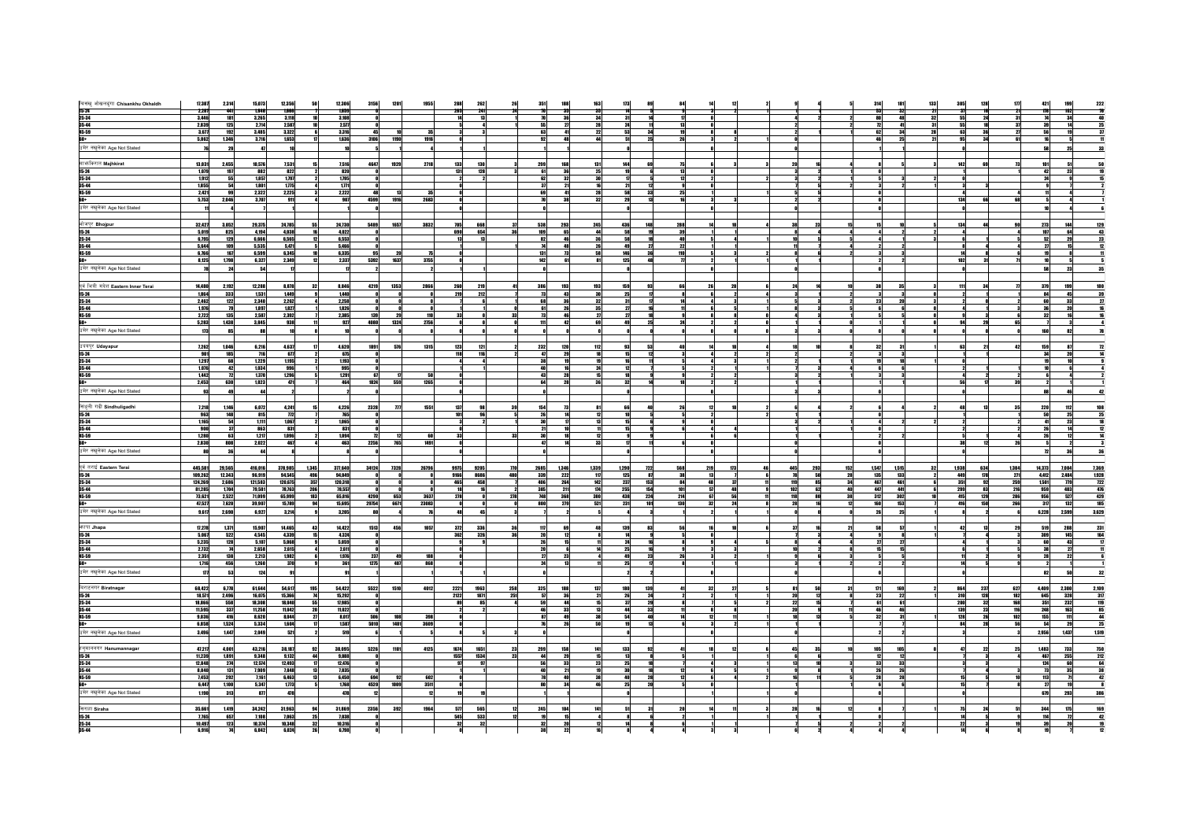| Area / Age group | | | | | | | | | | | | | | | | | | | | | | | | | | | | | | | | |
|---|---|---|---|---|---|---|---|---|---|---|---|---|---|---|---|---|---|---|---|---|---|---|---|---|---|---|---|---|---|---|---|---|
| चिसंखु ओखलढुंगा Chisankhu Okhaldh | 17,387 | 2,314 | 15,073 | 12,356 | 50 | 12,306 | 3156 | 1201 | 1955 | 288 | 262 | 26 | 351 | 188 | 163 | 173 | 89 | 84 | 14 | 12 | 2 | 9 | 4 | 5 | 314 | 181 | 133 | 305 | 128 | 177 | 421 | 199 | 222 |
| 15-24 | 2,287 | 447 | 1,840 | 1,860 | 7 | 1,853 | 0 | | | 265 | 241 | 24 | 70 | 35 | 35 | 14 | 5 | 9 | 3 | 3 | | | | | 53 | 32 | 21 | 37 | 16 | 21 | 178 | 102 | 76 |
| 25-34 | 3,446 | 181 | 3,265 | 3,118 | 10 | 3,108 | 0 | | | 14 | 13 | 1 | 70 | 36 | 34 | 31 | 14 | 17 | 0 | | | 4 | 1 | 3 | 80 | 48 | 32 | 55 | 24 | 31 | 74 | 34 | 40 |
| 35-44 | 2,839 | 125 | 2,714 | 2,587 | 10 | 2,577 | 0 | | | 5 | 5 | | 55 | 27 | 28 | 24 | 11 | 13 | 0 | | | 2 | | 2 | 72 | 41 | 31 | 55 | 18 | 37 | 39 | 14 | 25 |
| 45-59 | 3,677 | 192 | 3,485 | 3,323 | 6 | 3,317 | 45 | 10 | 35 | 3 | 3 | | 63 | 41 | 22 | 53 | 34 | 19 | 8 | 8 | | 2 | 1 | 1 | 62 | 34 | 28 | 63 | 36 | 27 | 56 | 19 | 37 |
| 60+ | 5,062 | 1,346 | 3,716 | 1,653 | 17 | 1,636 | 3106 | 1190 | 1916 | 0 | | | 92 | 48 | 44 | 51 | 25 | 26 | 3 | 1 | 2 | 0 | | | 46 | 25 | 21 | 95 | 34 | 61 | 16 | 5 | 11 |
| उमेर नखुलेका Age Not Stated | 76 | 29 | 47 | 10 | | 10 | 5 | 1 | 4 | 1 | | 1 | 1 | | 1 | 0 | | | 0 | | | 0 | | | 1 | 1 | | 0 | | | 58 | 25 | 33 |
| माझकिरात Majhkirat | 13,031 | 2,455 | 10,576 | 7,531 | 15 | 7,516 | 4647 | 1929 | 2718 | 133 | 130 | 3 | 299 | 168 | 131 | 144 | 69 | 75 | 6 | 3 | 3 | 20 | 16 | 4 | 8 | 5 | 3 | 142 | 69 | 73 | 101 | 51 | 50 |
| 15-24 | 1,079 | 197 | 882 | 822 | 2 | 820 | 0 | | | 131 | 128 | 3 | 61 | 36 | 25 | 19 | 6 | 13 | 0 | | | 3 | 2 | 1 | 0 | | | 0 | | | 42 | 23 | 19 |
| 25-34 | 1,912 | 55 | 1,857 | 1,707 | 2 | 1,705 | 0 | | | 2 | 2 | | 62 | 32 | 30 | 17 | 5 | 12 | 2 | | 2 | 3 | 2 | 1 | 5 | 3 | 2 | 1 | | 1 | 24 | 9 | 15 |
| 35-44 | 1,855 | 54 | 1,801 | 1,775 | 4 | 1,771 | 0 | | | 0 | | | 37 | 21 | 16 | 21 | 12 | 9 | 0 | | | 2 | 1 | 1 | 3 | 2 | 1 | 3 | 3 | | 9 | 7 | 2 |
| 45-59 | 2,421 | 99 | 2,322 | 2,225 | 3 | 2,222 | 48 | 13 | 35 | 0 | | | 69 | 41 | 28 | 58 | 33 | 25 | 1 | | 1 | 5 | 5 | | 0 | | | 4 | | 4 | 11 | 4 | 7 |
| 60+ | 5,753 | 2,046 | 3,707 | 911 | 4 | 907 | 4599 | 1916 | 2683 | 0 | | | 70 | 38 | 32 | 29 | 13 | 16 | 3 | 3 | | 7 | 7 | | 0 | | | 134 | 66 | 68 | 5 | 4 | 1 |
| उमेर नखुलेका Age Not Stated | 11 | 4 | 7 | 1 | | 1 | 0 | | | 0 | | | 0 | | | 0 | | | 0 | | | 0 | | | 0 | | | 0 | | | 10 | 4 | 6 |
| भोजपुर Bhojpur | 32,427 | 3,052 | 29,375 | 24,785 | 55 | 24,730 | 5489 | 1657 | 3832 | 705 | 668 | 37 | 538 | 293 | 245 | 436 | 148 | 288 | 14 | 10 | 4 | 38 | 23 | 15 | 15 | 10 | 5 | 134 | 44 | 90 | 273 | 144 | 129 |
| 15-24 | 5,019 | 825 | 4,194 | 4,038 | 16 | 4,022 | 0 | | | 690 | 654 | 36 | 109 | 65 | 44 | 58 | 19 | 39 | 1 | 1 | | 8 | 4 | 4 | 4 | 2 | 2 | 4 | | 4 | 107 | 64 | 43 |
| 25-34 | 6,795 | 129 | 6,666 | 6,565 | 12 | 6,553 | 0 | | | 13 | 13 | | 82 | 46 | 36 | 58 | 18 | 40 | 5 | 4 | 1 | 10 | 5 | 5 | 6 | 3 | 3 | 6 | 1 | 5 | 52 | 29 | 23 |
| 35-44 | 5,644 | 109 | 5,535 | 5,471 | 5 | 5,466 | 0 | | | 1 | | 1 | 74 | 48 | 26 | 49 | 27 | 22 | 1 | | 1 | 11 | 7 | 4 | 2 | 2 | | 8 | 4 | 4 | 27 | 15 | 12 |
| 45-59 | 6,766 | 167 | 6,599 | 6,345 | 10 | 6,335 | 95 | 20 | 75 | 1 | 1 | | 131 | 73 | 58 | 146 | 36 | 110 | 2 | 2 | | 9 | 7 | 2 | 3 | 3 | | 14 | 6 | 8 | 19 | 8 | 11 |
| 60+ | 8,125 | 1,798 | 6,327 | 2,349 | 12 | 2,337 | 5392 | 1637 | 3755 | 0 | | | 142 | 61 | 81 | 125 | 48 | 77 | 5 | 3 | 2 | 0 | | | 2 | 2 | | 102 | 31 | 71 | 10 | 5 | 5 |
| उमेर नखुलेका Age Not Stated | 78 | 24 | 54 | 17 | | 17 | 2 | | 2 | 0 | | | 0 | | | 0 | | | 0 | | | 0 | | | 0 | | | 0 | | | 58 | 23 | 35 |
| पूर्व भित्री मदेश Eastern Inner Terai | 14,480 | 2,192 | 12,288 | 8,978 | 32 | 8,946 | 4219 | 1353 | 2866 | 260 | 219 | 41 | 386 | 193 | 193 | 159 | 93 | 66 | 26 | 20 | 6 | 24 | 14 | 10 | 38 | 35 | 3 | 111 | 34 | 77 | 379 | 199 | 180 |
| 15-24 | 1,864 | 333 | 1,531 | 1,449 | 9 | 1,440 | 0 | | | 219 | 212 | 7 | 73 | 43 | 30 | 25 | 17 | 8 | 6 | 2 | 4 | 3 | 3 | | 3 | 3 | | 0 | | | 84 | 45 | 39 |
| 25-34 | 2,462 | 122 | 2,340 | 2,262 | 4 | 2,258 | 0 | | | 6 | | 6 | 68 | 36 | 32 | 31 | 17 | 14 | 4 | 3 | 1 | 5 | 3 | 2 | 23 | 20 | 3 | 2 | | 2 | 60 | 33 | 27 |
| 35-44 | 1,976 | 79 | 1,897 | 1,827 | 1 | 1,826 | 0 | | | 0 | | | 61 | 26 | 35 | 27 | 16 | 11 | 6 | 5 | 1 | 6 | 3 | 3 | 6 | 6 | | 4 | 1 | 3 | 36 | 20 | 16 |
| 45-59 | 2,722 | 135 | 2,587 | 2,392 | 7 | 2,385 | 139 | 29 | 110 | 33 | | 33 | 73 | 46 | 27 | 27 | 18 | 9 | 8 | 8 | | 9 | 4 | 5 | 5 | 5 | | 8 | | 8 | 32 | 16 | 16 |
| 60+ | 5,283 | 1,438 | 3,845 | 938 | 11 | 927 | 4080 | 1324 | 2756 | 0 | | | 111 | 42 | 69 | 49 | 25 | 24 | 2 | 2 | | 1 | 1 | | 1 | 1 | | 94 | 29 | 65 | 7 | 3 | 4 |
| उमेर नखुलेका Age Not Stated | 173 | 85 | 88 | 10 | | 10 | 0 | | | 2 | | 2 | 0 | | | 0 | | | 0 | | | 0 | | | 0 | | | 3 | 3 | | 160 | 82 | 78 |
| उदयपुर Udayapur | 7,262 | 1,046 | 6,216 | 4,637 | 17 | 4,620 | 1891 | 576 | 1315 | 123 | 121 | 2 | 232 | 120 | 112 | 93 | 53 | 40 | 14 | 10 | 4 | 18 | 18 | | 32 | 31 | 1 | 63 | 21 | 42 | 159 | 87 | 72 |
| 15-24 | 901 | 185 | 716 | 677 | 2 | 675 | 0 | | | 118 | 116 | 2 | 47 | 29 | 18 | 13 | 12 | 1 | 3 | 1 | 2 | 3 | 3 | | 3 | 3 | | 1 | | 1 | 34 | 20 | 14 |
| 25-34 | 1,297 | 68 | 1,229 | 1,195 | 2 | 1,193 | 0 | | | 4 | 4 | | 38 | 19 | 19 | 16 | 11 | 5 | 4 | 3 | 1 | 2 | 2 | | 19 | 18 | 1 | 0 | | | 19 | 10 | 9 |
| 35-44 | 1,076 | 42 | 1,034 | 996 | 1 | 995 | 0 | | | 0 | | | 40 | 16 | 24 | 12 | 7 | 5 | 2 | 1 | 1 | 7 | 7 | | 6 | 6 | | 2 | 1 | 1 | 10 | 6 | 4 |
| 45-59 | 1,442 | 72 | 1,370 | 1,296 | 5 | 1,291 | 67 | 17 | 50 | 0 | | | 43 | 28 | 15 | 18 | 9 | 9 | 2 | 2 | | 3 | 3 | | 3 | 3 | | 4 | 2 | 2 | 6 | 4 | 2 |
| 60+ | 2,453 | 630 | 1,823 | 471 | 7 | 464 | 1824 | 559 | 1265 | 0 | | | 64 | 28 | 36 | 32 | 14 | 18 | 2 | 2 | | 0 | | | 1 | 1 | | 56 | 17 | 39 | 2 | 1 | 1 |
| उमेर नखुलेका Age Not Stated | 93 | 49 | 44 | 2 | | 2 | 0 | | | 1 | 1 | | 0 | | | 0 | | | 0 | | | 3 | 3 | | 0 | | | 0 | | | 88 | 46 | 42 |
| सिन्धुली गढी Sindhuligadhi | 7,218 | 1,146 | 6,072 | 4,241 | 15 | 4,226 | 2328 | 777 | 1551 | 137 | 98 | 39 | 154 | 73 | 81 | 66 | 40 | 26 | 12 | 10 | 2 | 6 | 4 | 2 | 6 | 4 | 2 | 48 | 13 | 35 | 220 | 112 | 108 |
| 15-24 | 963 | 148 | 815 | 772 | 7 | 765 | 0 | | | 101 | 96 | 5 | 26 | 14 | 12 | 10 | 5 | 5 | 2 | | 2 | 0 | | | 0 | | | 1 | | 1 | 50 | 25 | 25 |
| 25-34 | 1,165 | 54 | 1,111 | 1,067 | 2 | 1,065 | 0 | | | 3 | 2 | 1 | 30 | 17 | 13 | 15 | 6 | 9 | 0 | | | 3 | 2 | 1 | 4 | 2 | 2 | 2 | | 2 | 41 | 23 | 18 |
| 35-44 | 900 | 37 | 863 | 831 | | 831 | 0 | | | 0 | | | 21 | 10 | 11 | 15 | 9 | 6 | 4 | 4 | | 1 | 1 | | 0 | | | 2 | | 2 | 26 | 14 | 12 |
| 45-59 | 1,280 | 63 | 1,217 | 1,096 | 2 | 1,094 | 72 | 12 | 60 | 33 | | 33 | 30 | 18 | 12 | 9 | 9 | | 6 | 6 | | 2 | 1 | 1 | 2 | 2 | | 5 | 1 | 4 | 26 | 12 | 14 |
| 60+ | 2,830 | 808 | 2,022 | 467 | 4 | 463 | 2256 | 765 | 1491 | 0 | | | 47 | 14 | 33 | 17 | 11 | 6 | 0 | | | 0 | | | 0 | | | 38 | 12 | 26 | 5 | 2 | 3 |
| उमेर नखुलेका Age Not Stated | 80 | 36 | 44 | 8 | | 8 | 0 | | | 0 | | | 0 | | | 0 | | | 0 | | | 0 | | | 0 | | | 0 | | | 72 | 36 | 36 |
| पूर्व तराई Eastern Terai | 445,581 | 29,565 | 416,016 | 378,985 | 1,345 | 377,640 | 34124 | 7328 | 26796 | 9975 | 9205 | 770 | 2685 | 1,346 | 1,339 | 1,290 | 722 | 568 | 219 | 173 | 46 | 445 | 293 | 152 | 1,547 | 1,515 | 32 | 1,938 | 634 | 1,304 | 14,373 | 7,004 | 7,369 |
| 15-24 | 109,262 | 12,343 | 96,919 | 94,545 | 496 | 94,049 | 0 | | | 9166 | 8686 | 480 | 339 | 222 | 117 | 125 | 87 | 38 | 13 | 7 | 6 | 78 | 50 | 28 | 135 | 133 | 2 | 449 | 178 | 271 | 4,012 | 2,084 | 1,928 |
| 25-34 | 124,209 | 2,686 | 121,523 | 120,675 | 357 | 120,318 | 0 | | | 465 | 458 | 7 | 406 | 264 | 142 | 237 | 153 | 84 | 48 | 37 | 11 | 119 | 85 | 34 | 467 | 461 | 6 | 351 | 92 | 259 | 1,501 | 779 | 722 |
| 35-44 | 81,285 | 1,704 | 79,581 | 78,763 | 206 | 78,557 | 0 | | | 18 | 16 | 2 | 385 | 211 | 174 | 255 | 154 | 101 | 57 | 48 | 9 | 102 | 62 | 40 | 447 | 441 | 6 | 299 | 83 | 216 | 959 | 483 | 476 |
| 45-59 | 73,621 | 2,522 | 71,099 | 65,999 | 183 | 65,816 | 4290 | 653 | 3637 | 278 | | 278 | 748 | 368 | 380 | 438 | 224 | 214 | 67 | 56 | 11 | 118 | 80 | 38 | 312 | 302 | 10 | 415 | 129 | 286 | 956 | 527 | 429 |
| 60+ | 47,577 | 7,620 | 39,957 | 15,789 | 94 | 15,695 | 29754 | 6671 | 23083 | 0 | | | 800 | 279 | 521 | 231 | 101 | 130 | 32 | 24 | 8 | 28 | 16 | 12 | 160 | 153 | 7 | 416 | 150 | 266 | 317 | 132 | 185 |
| उमेर नखुलेका Age Not Stated | 9,617 | 2,690 | 6,927 | 3,214 | 9 | 3,205 | 80 | 4 | 76 | 48 | 45 | 3 | 7 | 2 | 5 | 4 | 3 | 1 | 2 | 1 | 1 | 0 | | | 26 | 25 | 1 | 8 | 2 | 6 | 6,228 | 2,599 | 3,629 |
| झापा Jhapa | 17,278 | 1,371 | 15,907 | 14,465 | 43 | 14,422 | 1513 | 456 | 1057 | 372 | 336 | 36 | 117 | 69 | 48 | 139 | 83 | 56 | 16 | 10 | 6 | 37 | 16 | 21 | 58 | 57 | 1 | 42 | 13 | 29 | 519 | 288 | 231 |
| 15-24 | 5,067 | 522 | 4,545 | 4,339 | 15 | 4,324 | 0 | | | 362 | 326 | 36 | 20 | 12 | 8 | 14 | 9 | 5 | 0 | | | 7 | 3 | 4 | 9 | 8 | 1 | 1 | | 1 | 309 | 145 | 164 |
| 25-34 | 5,235 | 128 | 5,107 | 5,068 | 9 | 5,059 | 0 | | | 9 | 9 | | 26 | 15 | 11 | 34 | 16 | 18 | 8 | 4 | 4 | 8 | 3 | 5 | 27 | 27 | | 4 | 1 | 3 | 60 | 43 | 17 |
| 35-44 | 2,732 | 74 | 2,658 | 2,615 | 4 | 2,611 | 0 | | | 0 | | | 20 | 6 | 14 | 25 | 16 | 9 | 3 | 3 | | 10 | 2 | 8 | 15 | 15 | | 5 | | 5 | 38 | 27 | 11 |
| 45-59 | 2,351 | 138 | 2,213 | 1,982 | 6 | 1,976 | 237 | 49 | 188 | 0 | | | 27 | 23 | 4 | 49 | 23 | 26 | 3 | 2 | 1 | 9 | 6 | 3 | 5 | 5 | | 11 | 2 | 9 | 28 | 22 | 6 |
| 60+ | 1,716 | 456 | 1,260 | 370 | 9 | 361 | 1275 | 407 | 868 | 0 | | | 24 | 13 | 11 | 23 | 17 | 6 | 1 | 1 | | 3 | 1 | 2 | 2 | 2 | | 14 | 9 | 5 | 2 | 1 | 1 |
| उमेर नखुलेका Age Not Stated | 177 | 53 | 124 | 91 | | 91 | 1 | | 1 | 1 | 1 | | 0 | | | 0 | | | 0 | | | 0 | | | 0 | | | 0 | | | 82 | 50 | 32 |
| विराटनगर Biratnagar | 68,422 | 6,778 | 61,644 | 54,617 | 195 | 54,422 | 5522 | 1510 | 4012 | 2221 | 1963 | 258 | 325 | 188 | 137 | 180 | 139 | 41 | 32 | 27 | 5 | 81 | 50 | 31 | 171 | 169 | 2 | 864 | 237 | 627 | 4,409 | 2,300 | 2,109 |
| 15-24 | 18,571 | 2,496 | 16,075 | 15,366 | 74 | 15,292 | 0 | | | 2122 | 1871 | 251 | 57 | 36 | 21 | 26 | 24 | 2 | 2 | 1 | 1 | 20 | 12 | 8 | 23 | 23 | | 310 | 128 | 182 | 645 | 328 | 317 |
| 25-34 | 18,866 | 558 | 18,308 | 18,040 | 55 | 17,985 | 0 | | | 89 | 85 | 4 | 59 | 44 | 15 | 37 | 29 | 8 | 4 | 3 | 1 | 22 | 15 | 7 | 61 | 61 | | 200 | 32 | 168 | 351 | 232 | 119 |
| 35-44 | 11,595 | 337 | 11,258 | 11,042 | 20 | 11,022 | 0 | | | 2 | 2 | | 46 | 33 | 13 | 44 | 33 | 11 | 8 | 8 | | 20 | 9 | 11 | 46 | 46 | | 139 | 23 | 116 | 248 | 163 | 85 |
| 45-59 | 9,036 | 416 | 8,620 | 8,044 | 27 | 8,017 | 506 | 108 | 398 | 0 | | | 87 | 49 | 38 | 54 | 40 | 14 | 12 | 11 | 1 | 18 | 13 | 5 | 32 | 31 | 1 | 128 | 26 | 102 | 155 | 111 | 44 |
| 60+ | 6,858 | 1,524 | 5,334 | 1,604 | 17 | 1,587 | 5010 | 1401 | 3609 | 0 | | | 76 | 26 | 50 | 19 | 13 | 6 | 6 | 4 | 2 | 1 | 1 | | 7 | 7 | | 84 | 28 | 56 | 54 | 29 | 25 |
| उमेर नखुलेका Age Not Stated | 3,496 | 1,447 | 2,049 | 521 | 2 | 519 | 6 | 1 | 5 | 8 | 5 | 3 | 0 | | | 0 | | | 0 | | | 0 | | | 0 | | | 3 | | 3 | 2,956 | 1,437 | 1,519 |
| हनुमाननगर Hanumannagar | 47,217 | 4,001 | 43,216 | 39,187 | 92 | 39,095 | 5226 | 1101 | 4125 | 1674 | 1651 | 23 | 299 | 158 | 141 | 133 | 92 | 41 | 18 | 12 | 6 | 45 | 35 | 10 | 105 | 105 | | 47 | 22 | 25 | 1,483 | 733 | 750 |
| 15-24 | 11,239 | 1,891 | 9,348 | 9,132 | 44 | 9,088 | 0 | | | 1557 | 1534 | 23 | 44 | 29 | 15 | 13 | 8 | 5 | 1 | 1 | | 6 | 6 | | 12 | 12 | | 0 | | | 467 | 255 | 212 |
| 25-34 | 12,848 | 274 | 12,574 | 12,493 | 17 | 12,476 | 0 | | | 97 | 97 | | 56 | 33 | 23 | 25 | 18 | 7 | 4 | 3 | 1 | 13 | 10 | 3 | 33 | 33 | | 6 | 1 | 5 | 124 | 60 | 64 |
| 35-44 | 8,040 | 131 | 7,909 | 7,848 | 13 | 7,835 | 0 | | | 0 | | | 40 | 21 | 19 | 30 | 18 | 12 | 6 | 5 | 1 | 9 | 8 | 1 | 26 | 26 | | 7 | 4 | 3 | 73 | 35 | 38 |
| 45-59 | 7,453 | 292 | 7,161 | 6,463 | 13 | 6,450 | 694 | 92 | 602 | 0 | | | 78 | 40 | 38 | 40 | 28 | 12 | 6 | 4 | 2 | 16 | 11 | 5 | 28 | 28 | | 15 | 5 | 10 | 113 | 71 | 42 |
| 60+ | 6,447 | 1,100 | 5,347 | 1,773 | 5 | 1,768 | 4520 | 1009 | 3511 | 0 | | | 80 | 34 | 46 | 25 | 20 | 5 | 1 | | 1 | 1 | | 1 | 6 | 6 | | 15 | 7 | 8 | 27 | 19 | 8 |
| उमेर नखुलेका Age Not Stated | 1,190 | 313 | 877 | 478 | | 478 | 12 | | 12 | 19 | 19 | | 0 | | | 0 | | | 0 | | | 0 | | | 0 | | | 0 | | | 679 | 293 | 386 |
| सिरहा Siraha | 35,661 | 1,419 | 34,242 | 31,963 | 94 | 31,869 | 2356 | 392 | 1964 | 577 | 565 | 12 | 245 | 104 | 141 | 51 | 31 | 20 | 14 | 11 | 3 | 28 | 16 | 12 | 8 | 8 | | 75 | 24 | 51 | 344 | 175 | 169 |
| 15-24 | 7,765 | 657 | 7,108 | 7,063 | 25 | 7,038 | 0 | | | 545 | 533 | 12 | 19 | 19 | | 4 | 4 | | 2 | 1 | 1 | 1 | 1 | | 1 | 1 | | 14 | 5 | 9 | 114 | 72 | 42 |
| 25-34 | 10,497 | 123 | 10,374 | 10,348 | 32 | 10,316 | 0 | | | 32 | 32 | | 32 | 20 | 12 | 14 | 8 | 6 | 1 | 1 | | 3 | 2 | 1 | 2 | 2 | | 22 | 3 | 19 | 39 | 20 | 19 |
| 35-44 | 6,916 | 74 | 6,842 | 6,826 | 26 | 6,800 | 0 | | | 0 | | | 38 | 22 | 16 | 8 | 4 | 4 | 3 | 3 | | 6 | 2 | 4 | 4 | 4 | | 14 | 9 | 5 | 19 | 7 | 12 |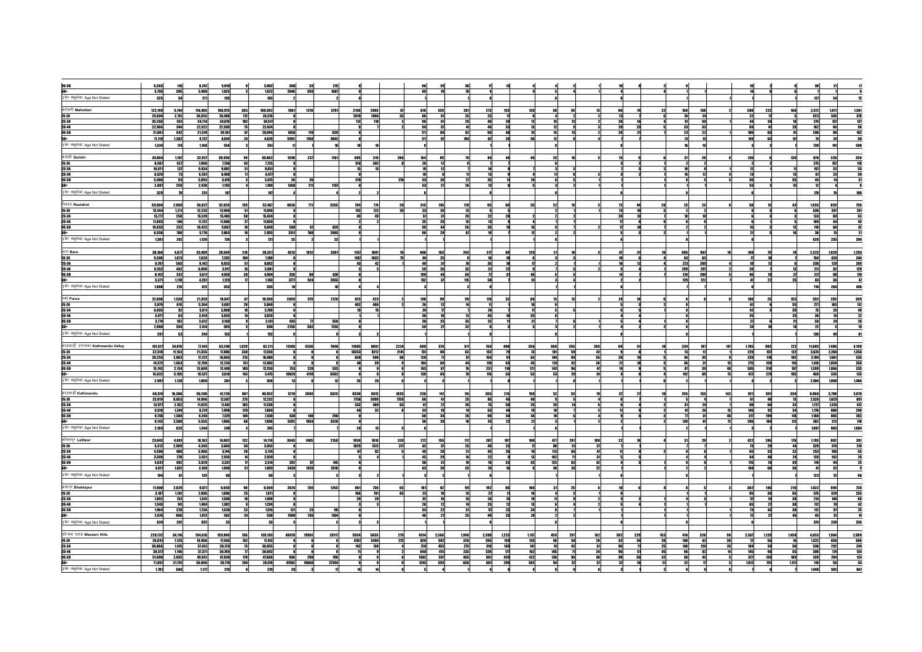| | | | | | | | | | | | | | | | | | | | | | | | | | | | | | | | | |
|---|---|---|---|---|---|---|---|---|---|---|---|---|---|---|---|---|---|---|---|---|---|---|---|---|---|---|---|---|---|---|---|---|
| 45-59 | 6,363 | 116 | 6,247 | 5,910 | | 5,902 | 308 | 33 | 275 | | | | 66 | 28 | 38 | 17 | 13 | 4 | 4 | | | 10 | | | | | | 10 | | | 38 | 21 | 17 |
| 60+ | 3,705 | 305 | 3,400 | 1,625 | 3 | 1,622 | 2046 | 359 | 1687 | | | | 89 | 19 | 70 | 1 | | 1 | 4 | | 4 | 1 | | 1 | | | | 14 | | 14 | 7 | 1 | 6 |
| उमेर नखुलेका Age Not Stated | 325 | 54 | 271 | 193 | | 193 | 2 | | 2 | | | | 1 | | 1 | | | | | | | | | | | | | 1 | | 1 | 127 | 54 | 73 |
| महोत्तरी Mahottari | 122,149 | 5,744 | 116,405 | 108,975 | 383 | 108,592 | 7061 | 1270 | 5791 | 2150 | 2093 | 57 | 616 | 335 | 281 | 273 | 153 | 120 | 58 | 45 | 13 | 96 | 74 | 22 | 160 | 158 | 2 | 388 | 222 | 166 | 2,372 | 1,011 | 1,361 |
| 15-24 | 29,604 | 2,751 | 26,853 | 26,488 | 112 | 26,376 | | | | 2019 | 1966 | 53 | 86 | 61 | 25 | 25 | 17 | 8 | 4 | 4 | | 13 | 7 | 6 | 24 | 24 | | 22 | 17 | 5 | 923 | 545 | 378 |
| 25-34 | 35,265 | 551 | 34,714 | 34,619 | 102 | 34,517 | | | | 112 | 110 | 2 | 90 | 61 | 29 | 40 | 28 | 12 | 15 | 13 | 2 | 20 | 16 | 4 | 51 | 50 | 1 | 44 | 34 | 10 | 274 | 137 | 137 |
| 35-44 | 22,966 | 344 | 22,622 | 22,509 | 76 | 22,433 | | | | 9 | 7 | 2 | 98 | 57 | 41 | 46 | 33 | 13 | 12 | 9 | 3 | 28 | 23 | 5 | 33 | 33 | | 69 | 41 | 28 | 162 | 66 | 96 |
| 45-59 | 21,861 | 542 | 21,319 | 20,161 | 67 | 20,094 | 1058 | 119 | 939 | | | | 171 | 89 | 82 | 99 | 48 | 51 | 15 | 13 | 2 | 28 | 21 | 7 | 23 | 22 | 1 | 106 | 65 | 41 | 200 | 98 | 102 |
| 60+ | 11,119 | 1,382 | 9,737 | 4,644 | 24 | 4,620 | 5992 | 1150 | 4842 | | | | 171 | 67 | 104 | 62 | 26 | 36 | 12 | 8 | 4 | | | | 13 | 13 | | 144 | 63 | 81 | 74 | 24 | 50 |
| उमेर नखुलेका Age Not Stated | 1,334 | 174 | 1,160 | 551 | | 551 | 11 | 1 | 10 | 10 | 10 | | | | | | | | | | | | | | 16 | 16 | | | | | 739 | 141 | 598 |
| सर्लाही Sarlahi | 34,094 | 1,167 | 32,927 | 30,956 | 94 | 30,862 | 1398 | 237 | 1161 | 605 | 319 | 286 | 164 | 85 | 79 | 84 | 44 | 40 | 23 | 18 | 5 | 15 | 9 | 6 | 37 | 29 | 8 | 136 | 6 | 130 | 676 | 326 | 350 |
| 15-24 | 8,387 | 527 | 7,860 | 7,768 | 43 | 7,725 | | | | 310 | 302 | 8 | 20 | 13 | 7 | 8 | 4 | 4 | 3 | 3 | | 3 | 2 | 1 | 2 | 2 | | 12 | 1 | 11 | 275 | 157 | 118 |
| 25-34 | 10,071 | 137 | 9,934 | 9,882 | 31 | 9,851 | | | | 15 | 15 | | 19 | 12 | 7 | 16 | 9 | 7 | 3 | 3 | | 7 | 5 | 2 | 10 | 9 | 1 | 12 | 1 | 11 | 107 | 52 | 55 |
| 35-44 | 6,624 | 73 | 6,551 | 6,488 | 11 | 6,477 | | | | | | | 19 | 8 | 11 | 13 | 9 | 4 | 11 | 8 | 3 | 3 | 1 | 2 | 16 | 12 | 4 | 13 | | 13 | 61 | 23 | 38 |
| 45-59 | 5,986 | 93 | 5,893 | 5,478 | 5 | 5,473 | 26 | | 26 | 278 | | 278 | 53 | 26 | 27 | 35 | 11 | 24 | 6 | 5 | 1 | | | | 8 | 5 | 3 | 56 | 1 | 55 | 45 | 14 | 31 |
| 60+ | 2,697 | 259 | 2,438 | 1,193 | 4 | 1,189 | 1368 | 211 | 1157 | | | | 53 | 27 | 26 | 13 | 8 | 5 | | | | 3 | 2 | 1 | 1 | | 1 | 53 | 2 | 51 | 12 | 4 | 8 |
| उमेर नखुलेका Age Not Stated | 329 | 78 | 251 | 147 | | 147 | 4 | 1 | 3 | 2 | 2 | | 1 | | 1 | | | | | | | | | | | | | | | | 176 | 76 | 100 |
| रौतहट Rautahat | 59,696 | 2,869 | 56,827 | 52,626 | 159 | 52,467 | 4036 | 771 | 3265 | 794 | 774 | 20 | 315 | 145 | 170 | 95 | 60 | 35 | 22 | 19 | 3 | 72 | 44 | 28 | 23 | 23 | | 58 | 15 | 43 | 1,655 | 859 | 796 |
| 15-24 | 13,444 | 1,211 | 12,233 | 12,000 | 51 | 11,949 | | | | 742 | 722 | 20 | 33 | 20 | 13 | 8 | 5 | 3 | 2 | 2 | | 13 | 10 | 3 | 2 | 2 | | 2 | | 2 | 638 | 397 | 241 |
| 25-34 | 15,777 | 258 | 15,519 | 15,484 | 50 | 15,434 | | | | 49 | 49 | | 51 | 31 | 20 | 22 | 20 | 2 | 2 | 2 | | 20 | 13 | 7 | 10 | 10 | | 6 | 3 | 3 | 133 | 80 | 53 |
| 35-44 | 11,883 | 146 | 11,737 | 11,686 | 27 | 11,659 | | | | | | | 35 | 20 | 15 | 13 | 9 | 4 | 7 | 7 | | 17 | 8 | 9 | 8 | 8 | | 10 | 9 | 1 | 109 | 64 | 45 |
| 45-59 | 10,655 | 232 | 10,423 | 9,867 | 18 | 9,849 | 560 | 61 | 499 | | | | 99 | 44 | 55 | 35 | 19 | 16 | 9 | 7 | 2 | 17 | 10 | 7 | 2 | 2 | | 16 | 3 | 13 | 110 | 68 | 42 |
| 60+ | 6,556 | 780 | 5,776 | 2,865 | 10 | 2,855 | 3511 | 708 | 2803 | | | | 96 | 29 | 67 | 19 | 7 | 12 | 2 | 2 | | 5 | 3 | 2 | 1 | 1 | | 21 | 5 | 16 | 36 | 15 | 21 |
| उमेर नखुलेका Age Not Stated | 1,381 | 242 | 1,139 | 724 | 3 | 721 | 25 | 2 | 23 | 3 | 3 | | 1 | 1 | | | | | | | | | | | | | | | | | 629 | 235 | 394 |
| बारा Bara | 38,166 | 4,677 | 33,489 | 28,549 | 218 | 28,331 | 4313 | 1012 | 3301 | 1157 | 1081 | 76 | 406 | 163 | 243 | 217 | 88 | 129 | 21 | 18 | 3 | 47 | 31 | 16 | 985 | 967 | 18 | 148 | 70 | 78 | 2,323 | 1,029 | 1,294 |
| 15-24 | 9,306 | 1,673 | 7,633 | 7,292 | 104 | 7,188 | | | | 1107 | 1032 | 75 | 34 | 25 | 9 | 16 | 8 | 8 | 3 | 3 | | 10 | 6 | 4 | 63 | 63 | | 17 | 16 | 1 | 664 | 420 | 244 |
| 25-34 | 9,707 | 565 | 9,142 | 8,933 | 51 | 8,882 | | | | 43 | 42 | 1 | 49 | 31 | 18 | 35 | 18 | 17 | 2 | 1 | 1 | 16 | 12 | 4 | 273 | 269 | 4 | 18 | 12 | 6 | 338 | 129 | 209 |
| 35-44 | 6,552 | 462 | 6,090 | 5,917 | 16 | 5,901 | | | | | | | 59 | 26 | 33 | 31 | 22 | 9 | 7 | 5 | 2 | 7 | 5 | 2 | 299 | 297 | 2 | 20 | 7 | 13 | 211 | 82 | 129 |
| 45-59 | 6,142 | 531 | 5,611 | 4,934 | 30 | 4,904 | 526 | 88 | 438 | | | | 109 | 44 | 65 | 77 | 31 | 46 | 5 | 5 | | 14 | 7 | 7 | 214 | 209 | 5 | 46 | 19 | 27 | 217 | 98 | 119 |
| 60+ | 5,371 | 1,170 | 4,201 | 1,120 | 17 | 1,103 | 3777 | 924 | 2853 | | | | 152 | 37 | 115 | 58 | 7 | 51 | 3 | 3 | | | | | 129 | 122 | 7 | 47 | 22 | 25 | 83 | 36 | 47 |
| उमेर नखुलेका Age Not Stated | 1,088 | 276 | 812 | 353 | | 353 | 10 | | 10 | 7 | 7 | | 3 | | 3 | | | | 1 | 1 | | | | | 7 | 7 | | | | | 710 | 264 | 446 |
| पर्सा Parsa | 22,898 | 1,539 | 21,359 | 18,647 | 67 | 18,580 | 2699 | 579 | 2120 | 425 | 423 | 2 | 198 | 99 | 99 | 118 | 32 | 86 | 15 | 13 | 2 | 24 | 18 | 6 | | | | 180 | 25 | 155 | 592 | 283 | 309 |
| 15-24 | 5,879 | 615 | 5,264 | 5,097 | 28 | 5,069 | | | | 402 | 400 | 2 | 26 | 12 | 14 | 11 | 1 | 10 | | | | 5 | 3 | 2 | | | | 61 | 6 | 55 | 277 | 165 | 112 |
| 25-34 | 6,003 | 92 | 5,911 | 5,808 | 10 | 5,798 | | | | 19 | 19 | | 24 | 17 | 7 | 24 | 7 | 17 | 5 | 5 | | 6 | 5 | 1 | | | | 42 | 3 | 39 | 75 | 26 | 49 |
| 35-44 | 3,977 | 63 | 3,914 | 3,834 | 14 | 3,820 | | | | | | | 30 | 18 | 12 | 45 | 10 | 35 | | | | 5 | 4 | 1 | | | | 25 | | 25 | 38 | 16 | 22 |
| 45-59 | 3,774 | 162 | 3,612 | 3,160 | 9 | 3,151 | 435 | 77 | 358 | | | | 58 | 25 | 33 | 32 | 11 | 21 | 7 | 6 | 1 | 5 | 4 | 1 | | | | 27 | 6 | 21 | 50 | 24 | 26 |
| 60+ | 2,968 | 554 | 2,414 | 595 | 5 | 590 | 2255 | 502 | 1753 | | | | 59 | 27 | 32 | 6 | 3 | 3 | 3 | 2 | 1 | 3 | 2 | 1 | | | | 24 | 10 | 14 | 22 | 3 | 19 |
| उमेर नखुलेका Age Not Stated | 297 | 53 | 244 | 153 | 1 | 152 | 9 | | 9 | 4 | 4 | | 1 | | 1 | | | | | | | | | | | | | 1 | | 1 | 130 | 49 | 81 |
| काठमाडौं उपत्यका Kathmandu Valley | 101,577 | 24,076 | 77,441 | 63,240 | 1,029 | 62,211 | 11386 | 4338 | 7048 | 11085 | 8861 | 2224 | 689 | 378 | 311 | 764 | 406 | 358 | 560 | 355 | 205 | 69 | 51 | 18 | 334 | 187 | 147 | 1,705 | 983 | 722 | 11,685 | 7,486 | 4,199 |
| 15-24 | 32,510 | 11,163 | 21,355 | 17,886 | 330 | 17,556 | | | | 10353 | 8212 | 2141 | 151 | 88 | 63 | 152 | 79 | 73 | 101 | 59 | 42 | 9 | 8 | 1 | 13 | 12 | 1 | 229 | 107 | 122 | 3,626 | 2,268 | 1,358 |
| 25-34 | 20,255 | 2,883 | 17,372 | 16,693 | 213 | 16,480 | | | | 658 | 590 | 68 | 128 | 71 | 57 | 154 | 91 | 63 | 144 | 89 | 55 | 20 | 15 | 5 | 44 | 35 | 9 | 220 | 118 | 102 | 2,194 | 1,661 | 533 |
| 35-44 | 14,372 | 1,663 | 12,709 | 12,234 | 151 | 12,083 | | | | 48 | 39 | 9 | 104 | 60 | 44 | 110 | 65 | 45 | 118 | 82 | 36 | 21 | 18 | 3 | 46 | 31 | 15 | 275 | 159 | 116 | 1,416 | 1,058 | 358 |
| 45-59 | 15,743 | 2,134 | 13,609 | 12,448 | 189 | 12,259 | 753 | 220 | 533 | | | | 163 | 87 | 76 | 231 | 110 | 121 | 143 | 96 | 47 | 14 | 9 | 5 | 87 | 39 | 48 | 505 | 318 | 187 | 1,399 | 1,066 | 333 |
| 60+ | 15,632 | 5,105 | 10,527 | 3,618 | 143 | 3,475 | 10620 | 4118 | 6502 | | | | 139 | 69 | 70 | 116 | 63 | 53 | 53 | 29 | 24 | 4 | | 4 | 142 | 69 | 73 | 472 | 279 | 193 | 468 | 335 | 133 |
| उमेर नखुलेका Age Not Stated | 2,997 | 1,128 | 1,869 | 361 | | 361 | 13 | | 13 | 26 | 20 | 6 | 4 | 3 | 1 | 1 | | 1 | 1 | | 1 | 1 | 1 | | 2 | 1 | 1 | 4 | 2 | 2 | 2,584 | 1,098 | 1,486 |
| काठमाडौं Kathmandu | 66,574 | 16,366 | 50,208 | 41,739 | 807 | 40,932 | 5719 | 2094 | 3625 | 8350 | 6515 | 1835 | 236 | 141 | 95 | 365 | 215 | 150 | 52 | 33 | 19 | 37 | 27 | 10 | 295 | 153 | 142 | 921 | 591 | 330 | 8,860 | 5,790 | 3,070 |
| 15-24 | 23,019 | 8,053 | 14,966 | 12,507 | 275 | 12,232 | | | | 7758 | 5999 | 1759 | 66 | 41 | 25 | 85 | 45 | 40 | 9 | 5 | 4 | 4 | 4 | | 13 | 12 | 1 | 61 | 48 | 13 | 2,520 | 1,629 | 891 |
| 25-34 | 13,977 | 2,152 | 11,825 | 11,441 | 183 | 11,258 | | | | 532 | 469 | 63 | 47 | 27 | 20 | 75 | 50 | 25 | 20 | 14 | 6 | 6 | 4 | 2 | 31 | 24 | 7 | 98 | 66 | 32 | 1,727 | 1,315 | 412 |
| 35-44 | 9,518 | 1,244 | 8,274 | 7,998 | 129 | 7,869 | | | | 40 | 32 | 8 | 33 | 19 | 14 | 63 | 44 | 19 | 10 | 7 | 3 | 11 | 9 | 2 | 41 | 26 | 15 | 146 | 92 | 54 | 1,176 | 886 | 290 |
| 45-59 | 9,748 | 1,504 | 8,244 | 7,579 | 149 | 7,430 | 430 | 140 | 290 | | | | 60 | 34 | 26 | 98 | 54 | 44 | 10 | 6 | 4 | 9 | 6 | 3 | 77 | 31 | 46 | 317 | 199 | 118 | 1,168 | 885 | 283 |
| 60+ | 8,143 | 2,588 | 5,555 | 1,966 | 68 | 1,898 | 5282 | 1954 | 3328 | | | | 30 | 20 | 10 | 43 | 22 | 21 | 3 | 1 | 2 | 7 | 4 | 3 | 139 | 67 | 72 | 296 | 184 | 112 | 382 | 272 | 110 |
| उमेर नखुलेका Age Not Stated | 2,169 | 825 | 1,344 | 248 | 3 | 245 | 7 | | 7 | 20 | 15 | 5 | | | | 1 | | 1 | | | | | | | | | | 3 | 2 | 1 | 1,887 | 803 | 1,084 |
| ललितपुर Lalitpur | 23,043 | 4,881 | 18,162 | 14,842 | 132 | 14,710 | 3643 | 1485 | 2158 | 1934 | 1610 | 324 | 272 | 155 | 117 | 207 | 107 | 100 | 477 | 297 | 180 | 22 | 18 | 4 | 31 | 29 | 2 | 422 | 246 | 176 | 1,193 | 802 | 391 |
| 15-24 | 6,312 | 2,069 | 4,243 | 3,683 | 30 | 3,653 | | | | 1829 | 1512 | 317 | 62 | 37 | 25 | 40 | 23 | 17 | 88 | 51 | 37 | 1 | 1 | | 1 | 1 | | 73 | 29 | 44 | 528 | 318 | 210 |
| 25-34 | 4,386 | 480 | 3,906 | 3,744 | 20 | 3,724 | | | | 97 | 92 | 5 | 49 | 28 | 21 | 45 | 26 | 19 | 113 | 66 | 47 | 11 | 9 | 2 | 8 | 8 | | 65 | 33 | 32 | 253 | 198 | 55 |
| 35-44 | 3,309 | 278 | 3,031 | 2,934 | 14 | 2,920 | | | | 5 | 4 | 1 | 45 | 29 | 16 | 22 | 9 | 13 | 102 | 71 | 31 | 5 | 5 | | 4 | 4 | | 64 | 40 | 24 | 128 | 102 | 26 |
| 45-59 | 4,031 | 402 | 3,629 | 3,331 | 17 | 3,314 | 202 | 57 | 145 | | | | 50 | 31 | 19 | 76 | 33 | 43 | 125 | 83 | 42 | 4 | 3 | 1 | 8 | 8 | | 115 | 76 | 39 | 119 | 94 | 25 |
| 60+ | 4,811 | 1,651 | 3,160 | 1,090 | 51 | 1,039 | 3438 | 1428 | 2010 | | | | 63 | 28 | 35 | 24 | 16 | 8 | 48 | 26 | 22 | 1 | | 1 | 10 | 8 | 2 | 104 | 68 | 36 | 41 | 32 | 9 |
| उमेर नखुलेका Age Not Stated | 194 | 61 | 133 | 60 | | 60 | 3 | | 3 | 3 | 2 | 1 | 3 | 2 | 1 | | | | 1 | | 1 | | | | | | | 1 | 1 | | 123 | 57 | 66 |
| भक्तपुर Bhaktapur | 11,960 | 2,829 | 9,071 | 6,659 | 90 | 6,569 | 2024 | 759 | 1265 | 801 | 736 | 65 | 181 | 82 | 99 | 192 | 86 | 106 | 31 | 25 | 6 | 10 | 6 | 4 | 8 | 5 | 3 | 362 | 146 | 216 | 1,632 | 894 | 738 |
| 15-24 | 3,187 | 1,101 | 2,086 | 1,696 | 25 | 1,671 | | | | 766 | 701 | 65 | 23 | 10 | 13 | 27 | 11 | 16 | 4 | 3 | 1 | 4 | 3 | 1 | | | | 95 | 30 | 65 | 575 | 320 | 255 |
| 25-34 | 1,892 | 251 | 1,641 | 1,508 | 10 | 1,498 | | | | 29 | 29 | | 32 | 16 | 16 | 34 | 15 | 19 | 11 | 9 | 2 | 3 | 2 | 1 | 5 | 3 | 2 | 57 | 19 | 38 | 214 | 148 | 66 |
| 35-44 | 1,545 | 141 | 1,404 | 1,302 | 8 | 1,294 | | | | 3 | 3 | | 26 | 12 | 14 | 25 | 12 | 13 | 3 | 3 | | 2 | 1 | 1 | | | | 65 | 27 | 38 | 112 | 70 | 42 |
| 45-59 | 1,964 | 228 | 1,736 | 1,538 | 23 | 1,515 | 121 | 23 | 98 | | | | 53 | 22 | 31 | 57 | 23 | 34 | 8 | 7 | 1 | 1 | | 1 | 1 | 1 | | 73 | 43 | 30 | 112 | 87 | 25 |
| 60+ | 2,678 | 866 | 1,812 | 562 | 24 | 538 | 1900 | 736 | 1164 | | | | 46 | 21 | 25 | 49 | 25 | 24 | 2 | 2 | | | | | 2 | 1 | 1 | 72 | 27 | 45 | 45 | 31 | 14 |
| उमेर नखुलेका Age Not Stated | 634 | 242 | 392 | 53 | | 53 | 3 | | 3 | 3 | 3 | | 1 | 1 | | | | | | | | | | | | | | | | | 574 | 238 | 336 |
| पश्चिम पहाड Western Hills | 228,732 | 34,116 | 194,616 | 159,949 | 766 | 159,183 | 48078 | 19961 | 28117 | 5934 | 5655 | 279 | 4514 | 2,566 | 1,948 | 2,380 | 1,223 | 1,157 | 459 | 297 | 162 | 382 | 229 | 153 | 416 | 326 | 90 | 2,567 | 1,129 | 1,438 | 4,053 | 1,964 | 2,089 |
| 15-24 | 26,031 | 7,125 | 18,906 | 17,565 | 152 | 17,413 | | | | 5767 | 5494 | 273 | 828 | 502 | 326 | 265 | 139 | 126 | 50 | 30 | 20 | 62 | 34 | 28 | 100 | 62 | 38 | 72 | 56 | 16 | 1,322 | 656 | 666 |
| 25-34 | 38,066 | 1,415 | 37,451 | 36,728 | 73 | 36,655 | | | | 142 | 138 | 4 | 728 | 455 | 273 | 310 | 169 | 141 | 74 | 43 | 31 | 96 | 71 | 25 | 148 | 120 | 28 | 104 | 54 | 50 | 536 | 292 | 244 |
| 35-44 | 38,517 | 1,146 | 37,371 | 36,769 | 77 | 36,692 | | | | 8 | 8 | | 648 | 415 | 233 | 339 | 177 | 162 | 105 | 71 | 34 | 96 | 51 | 45 | 96 | 82 | 14 | 145 | 90 | 55 | 308 | 174 | 134 |
| 45-59 | 51,686 | 2,035 | 49,651 | 47,836 | 170 | 47,666 | 996 | 290 | 706 | 6 | 6 | | 1062 | 597 | 465 | 861 | 439 | 422 | 136 | 96 | 40 | 86 | 54 | 32 | 50 | 45 | 5 | 327 | 138 | 189 | 328 | 204 | 124 |
| 60+ | 71,651 | 21,791 | 50,060 | 20,770 | 294 | 20,476 | 47062 | 19668 | 27394 | | | | 1243 | 593 | 650 | 601 | 299 | 302 | 94 | 57 | 37 | 37 | 16 | 21 | 22 | 17 | 5 | 1,912 | 791 | 1,121 | 110 | 56 | 54 |
| उमेर नखुलेका Age Not Stated | 1,781 | 604 | 1,177 | 279 | | 279 | 20 | 3 | 17 | 14 | 14 | | 5 | 4 | 1 | | | | | | | 4 | 3 | 1 | | | | 7 | | 7 | 1,449 | 582 | 867 |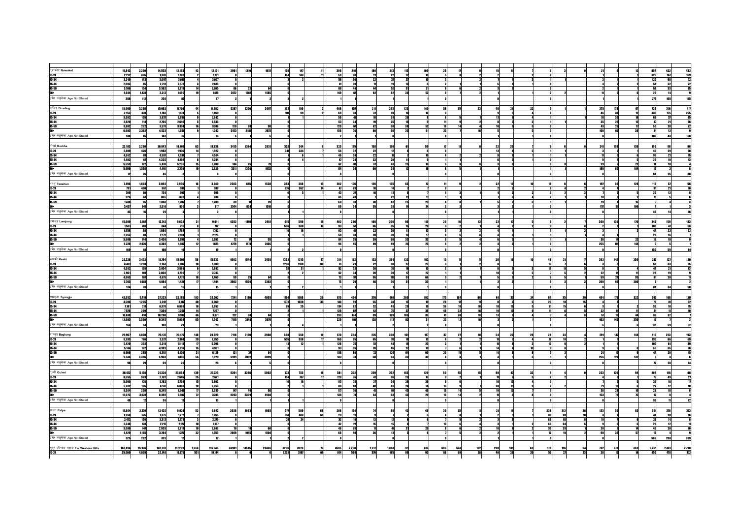| | | | | | | | | | | | | | | | | | | | | | | | | | | | | | | | | | |
|---|---|---|---|---|---|---|---|---|---|---|---|---|---|---|---|---|---|---|---|---|---|---|---|---|---|---|---|---|---|---|---|---|---|
| नुवाकोट Nuwakot | 16,843 | 2,290 | 14,553 | 12,193 | 42 | 12,151 | 2961 | 1310 | 1651 | 158 | 147 | 11 | 396 | 216 | 180 | 213 | 113 | 100 | 26 | 17 | 9 | 18 | 11 | 7 | 3 | 3 | 0 | 21 | 9 | 12 | 854 | 422 | 432 |
| 15-24 | 2,272 | 365 | 1,907 | 1,703 | 2 | 1,701 | 0 | | | 154 | 143 | 11 | 59 | 38 | 21 | 22 | 12 | 10 | 5 | 3 | 2 | 2 | | 2 | 0 | | | 1 | | 1 | 326 | 167 | 159 |
| 25-34 | 3,240 | 143 | 3,097 | 3,011 | 4 | 3,007 | 0 | | | 2 | 2 | | 58 | 36 | 22 | 37 | 27 | 10 | 2 | 2 | | 7 | 4 | 3 | 1 | 1 | | | | | 120 | 68 | 52 |
| 35-44 | 2,803 | 85 | 2,718 | 2,678 | 3 | 2,675 | 0 | | | | | | 41 | 30 | 11 | 19 | 13 | 6 | 2 | 1 | 1 | 5 | 4 | 1 | 0 | | | 4 | 2 | 2 | 54 | 32 | 22 |
| 45-59 | 3,516 | 154 | 3,362 | 3,219 | 14 | 3,205 | 86 | 22 | 64 | 0 | | | 88 | 44 | 44 | 52 | 31 | 21 | 8 | 6 | 2 | 3 | 3 | | 0 | | | 2 | 1 | 1 | 58 | 33 | 25 |
| 60+ | 4,644 | 1,431 | 3,213 | 1,495 | 19 | 1,476 | 2872 | 1287 | 1585 | 0 | | | 149 | 67 | 82 | 82 | 30 | 52 | 9 | 7 | 2 | 2 | 1 | 1 | 0 | | | 11 | 5 | 6 | 23 | 14 | 9 |
| उमेर नखुलेका Age Not Stated | 368 | 112 | 256 | 87 | | 87 | 3 | 1 | 2 | 0 | | | 1 | | 1 | | | | 0 | | | | | | | | | | | | 273 | 108 | 165 |
| धादिङ Dhading | 18,960 | 3,298 | 15,662 | 11,726 | 44 | 11,682 | 5287 | 2220 | 3067 | 102 | 100 | 2 | 468 | 257 | 211 | 263 | 123 | 140 | 58 | 35 | 23 | 46 | 24 | 22 | 2 | 1 | 1 | 275 | 178 | 97 | 733 | 316 | 417 |
| 15-24 | 2,153 | 370 | 1,783 | 1,474 | 5 | 1,469 | 0 | | | 101 | 99 | 2 | 69 | 38 | 31 | 24 | 14 | 10 | 0 | | | 9 | 6 | 3 | 0 | | | 46 | 34 | 12 | 430 | 175 | 255 |
| 25-34 | 3,092 | 155 | 2,937 | 2,851 | 9 | 2,842 | 0 | | | | | | 59 | 41 | 18 | 28 | 20 | 8 | 6 | 5 | 1 | 13 | 9 | 4 | 1 | 1 | | 51 | 33 | 18 | 82 | 37 | 45 |
| 35-44 | 2,820 | 114 | 2,706 | 2,640 | 5 | 2,635 | 0 | | | | | | 53 | 34 | 19 | 25 | 16 | 9 | 11 | 9 | 2 | 8 | 5 | 3 | 1 | 1 | | 35 | 23 | 12 | 47 | 21 | 26 |
| 45-59 | 3,802 | 232 | 3,570 | 3,334 | 16 | 3,318 | 128 | 38 | 90 | 0 | | | 129 | 67 | 62 | 90 | 38 | 52 | 18 | 14 | 4 | 10 | 5 | 5 | 0 | | | 43 | 26 | 17 | 50 | 28 | 22 |
| 60+ | 6,905 | 2,382 | 4,523 | 1,351 | 9 | 1,342 | 5153 | 2181 | 2972 | 0 | | | 156 | 76 | 80 | 96 | 35 | 61 | 23 | 7 | 16 | 5 | | 5 | 0 | | | 100 | 62 | 38 | 21 | 12 | 9 |
| उमेर नखुलेका Age Not Stated | 188 | 45 | 143 | 76 | | 76 | 6 | 1 | 5 | | | | 2 | 1 | 1 | | | | | | | | | | | | | | | | 103 | 43 | 60 |
| गोरखा Gorkha | 23,103 | 2,260 | 20,843 | 18,401 | 63 | 18,338 | 3415 | 1384 | 2031 | 352 | 344 | 8 | 323 | 165 | 158 | 120 | 61 | 59 | 17 | 11 | 6 | 32 | 25 | 7 | 6 | 6 | 0 | 241 | 103 | 138 | 196 | 98 | 98 |
| 15-24 | 2,409 | 426 | 1,983 | 1,936 | 14 | 1,922 | 0 | | | 341 | 334 | 7 | 54 | 32 | 22 | 12 | 6 | 6 | 0 | | | 13 | 8 | 5 | 1 | 1 | | 3 | 2 | 1 | 49 | 29 | 20 |
| 25-34 | 4,662 | 81 | 4,581 | 4,531 | 7 | 4,524 | 0 | | | 7 | 6 | 1 | 46 | 24 | 22 | 17 | 7 | 10 | 2 | 2 | | 9 | 8 | 1 | 1 | 1 | | 11 | 5 | 6 | 36 | 21 | 15 |
| 35-44 | 4,402 | 67 | 4,335 | 4,292 | 8 | 4,284 | 0 | | | 4 | 4 | | 47 | 24 | 23 | 20 | 11 | 9 | 1 | 1 | | 6 | 5 | 1 | 0 | | | 9 | 4 | 5 | 23 | 10 | 13 |
| 45-59 | 5,559 | 122 | 5,437 | 5,295 | 15 | 5,280 | 104 | 25 | 79 | | | | 62 | 31 | 31 | 43 | 25 | 18 | 6 | 3 | 3 | 3 | 3 | | 3 | 3 | | 29 | 7 | 22 | 14 | 10 | 4 |
| 60+ | 5,999 | 1,538 | 4,461 | 2,339 | 19 | 2,320 | 3311 | 1359 | 1952 | | | | 114 | 54 | 60 | 28 | 12 | 16 | 6 | 5 | 1 | 1 | 1 | | 0 | | | 189 | 85 | 104 | 10 | 2 | 8 |
| उमेर नखुलेका Age Not Stated | 72 | 26 | 46 | 8 | | 8 | 0 | | | | | | 0 | | | | | | | | | 0 | | | | | | | | | 64 | 26 | 38 |
| तनहुँ Tanahun | 7,496 | 1,603 | 5,893 | 3,956 | 16 | 3,940 | 2383 | 845 | 1538 | 383 | 368 | 15 | 282 | 156 | 126 | 135 | 63 | 72 | 11 | 9 | 2 | 22 | 12 | 10 | 14 | 8 | 6 | 197 | 69 | 128 | 113 | 57 | 56 |
| 15-24 | 791 | 430 | 361 | 311 | 1 | 310 | 0 | | | 376 | 362 | 14 | 47 | 29 | 18 | 14 | 7 | 7 | 0 | | | 2 | 2 | | 6 | 4 | 2 | 4 | 4 | | 31 | 21 | 10 |
| 25-34 | 789 | 60 | 729 | 697 | 1 | 696 | 0 | | | 6 | 5 | 1 | 43 | 27 | 16 | 13 | 6 | 7 | 4 | 3 | 1 | 2 | 2 | | 5 | 2 | 3 | 7 | 2 | 5 | 20 | 12 | 8 |
| 35-44 | 926 | 61 | 865 | 838 | 4 | 834 | 0 | | | | | | 35 | 28 | 7 | 22 | 11 | 11 | 1 | 1 | | 7 | 3 | 4 | 2 | 1 | 1 | 19 | 8 | 11 | 11 | 6 | 5 |
| 45-59 | 1,478 | 95 | 1,383 | 1,287 | 7 | 1,280 | 39 | 11 | 28 | | | | 68 | 38 | 30 | 48 | 25 | 23 | 4 | 3 | 1 | 5 | 2 | 3 | 1 | 1 | | 19 | 4 | 15 | 7 | 4 | 3 |
| 60+ | 3,457 | 941 | 2,516 | 820 | 3 | 817 | 2344 | 834 | 1510 | | | | 89 | 34 | 55 | 38 | 14 | 24 | 2 | 2 | | 3 | 3 | | 0 | | | 157 | 51 | 106 | 4 | 1 | 3 |
| उमेर नखुलेका Age Not Stated | 45 | 16 | 29 | 3 | | 3 | 0 | | | | | | 0 | | | | | | | | | | | | | | | | | | 40 | 14 | 26 |
| लमजुङ Lamjung | 13,909 | 3,167 | 10,742 | 9,632 | 21 | 9,611 | 4352 | 1891 | 2461 | 615 | 599 | 16 | 402 | 236 | 166 | 206 | 96 | 110 | 29 | 16 | 13 | 22 | 17 | 5 | 9 | 7 | 2 | 300 | 130 | 170 | 342 | 159 | 183 |
| 15-24 | 1,551 | 707 | 844 | 715 | 3 | 712 | 0 | | | 596 | 580 | 16 | 93 | 57 | 36 | 35 | 19 | 16 | 3 | 2 | 1 | 1 | 1 | | 2 | 1 | 1 | 2 | 1 | 1 | 100 | 47 | 53 |
| 25-34 | 1,958 | 98 | 1,860 | 1,763 | 1 | 1,762 | 0 | | | 16 | 16 | | 63 | 41 | 22 | 26 | 11 | 15 | 5 | 2 | 3 | 4 | 4 | | 3 | 3 | | 4 | 4 | | 44 | 22 | 22 |
| 35-44 | 2,253 | 81 | 2,172 | 2,136 | 13 | 2,123 | 0 | | | 1 | 1 | | 58 | 38 | 20 | 30 | 13 | 17 | 8 | 5 | 3 | 4 | 3 | 1 | 1 | 1 | | | | | 23 | 16 | 7 |
| 45-59 | 3,600 | 144 | 3,456 | 3,297 | 4 | 3,293 | 72 | 17 | 55 | 1 | 1 | | 94 | 55 | 39 | 66 | 33 | 33 | 9 | 5 | 4 | 6 | 5 | 1 | 1 | 1 | | 36 | 14 | 22 | 18 | 10 | 8 |
| 60+ | 6,378 | 2,076 | 4,302 | 1,687 | 12 | 1,675 | 4279 | 1874 | 2405 | 1 | 1 | | 94 | 45 | 49 | 49 | 24 | 25 | 4 | 2 | 2 | 0 | | | 1 | 1 | | 255 | 111 | 144 | 6 | 1 | 5 |
| उमेर नखुलेका Age Not Stated | 169 | 61 | 108 | 16 | | 16 | 1 | | 1 | | | | | | | | | | | | | | | | | | | | | | 150 | 59 | 91 |
| कास्की Kaski | 22,226 | 3,432 | 18,794 | 15,591 | 58 | 15,533 | 4002 | 1544 | 2458 | 1302 | 1215 | 87 | 314 | 162 | 152 | 294 | 132 | 162 | 10 | 5 | 5 | 26 | 16 | 10 | 48 | 31 | 17 | 392 | 142 | 250 | 247 | 127 | 120 |
| 15-24 | 3,451 | 1,298 | 2,153 | 2,007 | 18 | 1,989 | 0 | | | 1266 | 1180 | 86 | 51 | 29 | 22 | 50 | 27 | 23 | 2 | 1 | 1 | 1 | | 1 | 13 | 7 | 6 | 3 | | 3 | 58 | 33 | 25 |
| 25-34 | 4,082 | 128 | 3,954 | 3,888 | 5 | 3,883 | 0 | | | 32 | 31 | 1 | 52 | 32 | 20 | 31 | 16 | 15 | 2 | 1 | 1 | 8 | 5 | 3 | 16 | 11 | 5 | 9 | 5 | 4 | 44 | 21 | 23 |
| 35-44 | 3,961 | 101 | 3,860 | 3,790 | 7 | 3,783 | 0 | | | 2 | 2 | | 62 | 34 | 28 | 39 | 17 | 22 | 1 | 1 | | 10 | 5 | 5 | 7 | 5 | 2 | 22 | 11 | 11 | 28 | 19 | 9 |
| 45-59 | 4,863 | 187 | 4,676 | 4,470 | 10 | 4,460 | 99 | 35 | 64 | 0 | | | 73 | 37 | 36 | 117 | 51 | 66 | 3 | 2 | 1 | 5 | 3 | 2 | 6 | 5 | 1 | 59 | 24 | 35 | 31 | 20 | 11 |
| 60+ | 5,765 | 1,681 | 4,084 | 1,421 | 17 | 1,404 | 3902 | 1509 | 2393 | 0 | | | 75 | 29 | 46 | 56 | 21 | 35 | 1 | | 1 | 3 | 3 | | 6 | 3 | 3 | 299 | 99 | 200 | 2 | | 2 |
| उमेर नखुलेका Age Not Stated | 104 | 37 | 67 | 15 | | 15 | 1 | | 1 | 2 | 2 | | | | | | | | | | | | | | | | | | | | 84 | 34 | 50 |
| स्याङ्जा Syangja | 42,952 | 5,719 | 37,233 | 32,185 | 183 | 32,002 | 7241 | 3186 | 4055 | 1104 | 1068 | 36 | 870 | 494 | 376 | 461 | 269 | 192 | 175 | 107 | 68 | 61 | 37 | 24 | 64 | 35 | 29 | 494 | 172 | 322 | 297 | 168 | 129 |
| 15-24 | 4,506 | 1,265 | 3,241 | 3,117 | 48 | 3,069 | 0 | | | 1073 | 1038 | 35 | 144 | 89 | 55 | 34 | 15 | 19 | 28 | 17 | 11 | 8 | 3 | 5 | 25 | 10 | 15 | 4 | | 4 | 73 | 41 | 32 |
| 25-34 | 7,181 | 211 | 6,970 | 6,863 | 10 | 6,853 | 0 | | | 25 | 25 | | 134 | 82 | 52 | 48 | 29 | 19 | 36 | 18 | 18 | 18 | 13 | 5 | 21 | 15 | 6 | 3 | 1 | 2 | 33 | 18 | 15 |
| 35-44 | 7,578 | 209 | 7,369 | 7,251 | 14 | 7,237 | 0 | | | | | | 129 | 87 | 42 | 75 | 37 | 38 | 48 | 32 | 16 | 19 | 10 | 9 | 11 | 6 | 5 | 22 | 11 | 11 | 21 | 11 | 10 |
| 45-59 | 10,618 | 410 | 10,208 | 9,917 | 46 | 9,871 | 122 | 38 | 84 | | | | 233 | 134 | 99 | 189 | 106 | 83 | 41 | 28 | 13 | 13 | 9 | 4 | 11 | 7 | 4 | 57 | 13 | 44 | | 28 | 32 |
| 60+ | 12,905 | 3,560 | 9,345 | 5,008 | 65 | 4,943 | 7118 | 3148 | 3970 | | | | 229 | 101 | 128 | 113 | 82 | 31 | 22 | 12 | 10 | 3 | 2 | 1 | 0 | | | 402 | 143 | 259 | 10 | 7 | 3 |
| उमेर नखुलेका Age Not Stated | 164 | 64 | 100 | 29 | | 29 | 1 | | 1 | | | | | | | | | | | | | | | | | | | | | | 121 | 59 | 62 |
| बाग्लुङ Baglung | 29,967 | 4,830 | 25,137 | 20,477 | 148 | 20,329 | 7118 | 3130 | 3988 | 568 | 550 | 18 | 670 | 394 | 276 | 308 | 161 | 147 | 37 | 27 | 10 | 54 | 26 | 28 | 28 | 24 | 4 | 291 | 147 | 144 | 416 | 223 | 193 |
| 15-24 | 3,293 | 766 | 2,527 | 2,384 | 29 | 2,355 | 0 | | | 555 | 538 | 17 | 160 | 95 | 65 | 31 | 18 | 13 | 4 | 2 | 2 | 11 | 7 | 4 | 12 | 10 | 2 | 1 | 1 | | 135 | 66 | 69 |
| 25-34 | 5,428 | 202 | 5,226 | 5,113 | 17 | 5,096 | 0 | | | 13 | 12 | 1 | 126 | 75 | 51 | 44 | 19 | 25 | 2 | 1 | 1 | 11 | 8 | 3 | 10 | 8 | 2 | | | | 100 | 61 | 39 |
| 35-44 | 5,144 | 162 | 4,982 | 4,916 | 15 | 4,901 | 0 | | | | | | 93 | 65 | 28 | 46 | 27 | 19 | 1 | 1 | | 14 | 4 | 10 | 3 | 3 | | 9 | 6 | 3 | 56 | 36 | 20 |
| 45-59 | 6,666 | 285 | 6,381 | 6,159 | 31 | 6,128 | 121 | 37 | 84 | | | | 158 | 86 | 72 | 124 | 64 | 60 | 20 | 15 | 5 | 14 | 6 | 8 | 2 | 2 | | 34 | 15 | 19 | 44 | 29 | 15 |
| 60+ | 9,346 | 3,386 | 5,960 | 1,885 | 56 | 1,829 | 6991 | 3092 | 3899 | | | | 133 | 73 | 60 | 63 | 33 | 30 | 4 | 3 | 1 | 1 | | 1 | 1 | 1 | | 256 | 124 | 132 | 9 | 3 | 6 |
| उमेर नखुलेका Age Not Stated | 98 | 29 | 69 | 20 | | 20 | 6 | 1 | 5 | | | | | | | | | | | | | | | | | | | | | | 72 | 28 | 44 |
| गुल्मी Gulmi | 36,472 | 5,138 | 31,334 | 25,864 | 139 | 25,725 | 8391 | 3388 | 5003 | 773 | 755 | 18 | 581 | 352 | 229 | 292 | 163 | 129 | 60 | 45 | 15 | 80 | 47 | 33 | 4 | 4 | 0 | 223 | 129 | 94 | 204 | 116 | 88 |
| 15-24 | 3,655 | 923 | 2,732 | 2,646 | 25 | 2,621 | 0 | | | 754 | 737 | 17 | 123 | 76 | 47 | 36 | 23 | 13 | 3 | 2 | 1 | 11 | 6 | 5 | 2 | 2 | | 4 | 3 | 1 | 76 | 49 | 27 |
| 25-34 | 5,960 | 178 | 5,782 | 5,708 | 15 | 5,693 | 0 | | | 16 | 16 | | 115 | 78 | 37 | 54 | 28 | 26 | 6 | 6 | | 19 | 19 | | 0 | | | 7 | 2 | 5 | 35 | 18 | 17 |
| 35-44 | 6,282 | 135 | 6,147 | 6,063 | 10 | 6,053 | 0 | | | 1 | 1 | | 88 | 48 | 40 | 48 | 24 | 24 | 16 | 9 | 7 | 20 | 11 | 9 | 2 | 2 | | 21 | 18 | 3 | 22 | 12 | 10 |
| 45-59 | 8,504 | 259 | 8,245 | 8,047 | 17 | 8,030 | 147 | 49 | 98 | 1 | 1 | | 117 | 76 | 41 | 91 | 45 | 46 | 19 | 14 | 5 | 19 | 12 | 7 | 0 | | | 38 | 28 | 10 | 26 | 18 | 8 |
| 60+ | 12,023 | 3,631 | 8,392 | 3,387 | 72 | 3,315 | 8243 | 3339 | 4904 | | | | 138 | 74 | 64 | 63 | 43 | 20 | 16 | 14 | 2 | 11 | 9 | 2 | 0 | | | 153 | 78 | 75 | 12 | 8 | 4 |
| उमेर नखुलेका Age Not Stated | 48 | 12 | 36 | 13 | | 13 | | | | | | | | | | | | | | | | | | | | | | | | | 33 | 11 | 22 |
| पाल्पा Palpa | 14,804 | 2,379 | 12,425 | 9,924 | 52 | 9,872 | 2928 | 1063 | 1865 | 577 | 509 | 68 | 208 | 134 | 74 | 88 | 42 | 46 | 26 | 25 | 1 | 21 | 14 | 7 | 238 | 212 | 26 | 133 | 50 | 83 | 651 | 278 | 373 |
| 15-24 | 1,950 | 575 | 1,375 | 1,272 | 7 | 1,265 | 0 | | | 551 | 483 | 68 | 28 | 19 | 9 | 7 | 6 | 1 | 4 | 3 | 1 | 2 | 1 | 1 | 38 | 28 | 10 | 2 | 1 | 1 | 44 | 28 | 16 |
| 25-34 | 2,472 | 159 | 2,313 | 2,273 | 3 | 2,270 | 0 | | | 24 | 24 | | 32 | 19 | 13 | 12 | 6 | 6 | 7 | 5 | 2 | 3 | 3 | | 89 | 81 | 8 | 10 | 6 | 4 | 22 | 14 | 8 |
| 35-44 | 2,348 | 131 | 2,217 | 2,177 | 10 | 2,167 | 0 | | | | | | 42 | 27 | 15 | 15 | 8 | 7 | 10 | 9 | 1 | 3 | 1 | 2 | 69 | 64 | 5 | 9 | 3 | 6 | 23 | 12 | 11 |
| 45-59 | 3,080 | 147 | 2,933 | 2,903 | 10 | 2,893 | 78 | 18 | 60 | | | | 40 | 29 | 11 | 41 | 21 | 20 | 2 | 2 | | 10 | 8 | 2 | 30 | 29 | 1 | 20 | 6 | 14 | 40 | 20 | 20 |
| 60+ | 4,429 | 1,165 | 3,264 | 1,377 | 22 | 1,355 | 2849 | 1045 | 1804 | | | | 66 | 40 | 26 | 13 | 5 | 8 | 7 | 5 | 2 | 2 | 1 | 1 | 12 | 10 | 2 | 90 | 33 | 57 | 13 | 4 | 9 |
| उमेर नखुलेका Age Not Stated | 525 | 202 | 323 | 12 | | 12 | 1 | | 1 | | | | | | | | | | | | | | | | | | | | | | 509 | 200 | 309 |
| सुदूर पश्चिम पहाड Far Western Hills | 168,494 | 25,976 | 142,518 | 117,209 | 1,564 | 115,645 | 24981 | 14545 | 20436 | 3290 | 3223 | 73 | 4585 | 2,268 | 2,217 | 1,384 | 771 | 613 | 686 | 524 | 162 | 200 | 131 | 69 | 170 | 116 | 54 | 732 | 373 | 359 | 5,251 | 2,461 | 2,790 |
| 15-24 | 25,669 | 4,929 | 20,740 | 19,675 | 531 | 19,144 | 0 | | | 3233 | 3167 | 66 | 914 | 538 | 376 | 185 | 95 | 90 | 88 | 60 | 28 | 46 | 26 | 20 | 50 | 27 | 23 | 28 | 12 | 16 | 850 | 478 | 372 |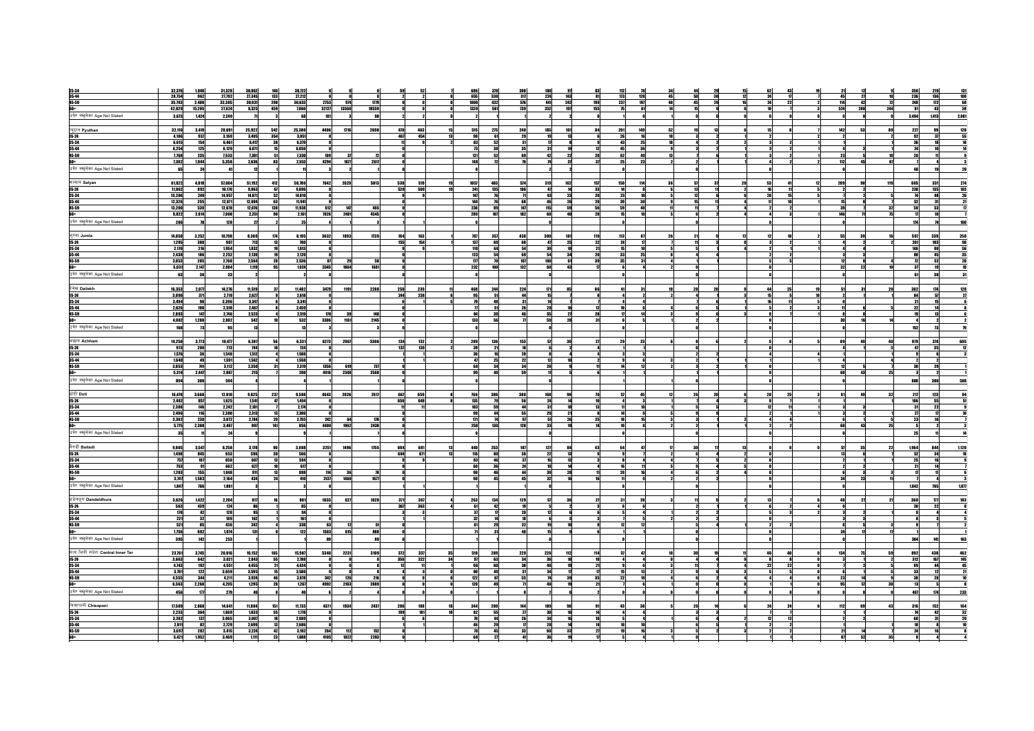| | | | | | | | | | | | | | | | | | | | | | | | | | | | | | | | | | |
|---|---|---|---|---|---|---|---|---|---|---|---|---|---|---|---|---|---|---|---|---|---|---|---|---|---|---|---|---|---|---|---|---|---|
| 25-34 | 32,376 | 1,048 | 31,328 | 30,862 | 140 | 30,722 | 0 | 0 | | 59 | 52 | 7 | 686 | 378 | 308 | 180 | 97 | 83 | 112 | 78 | 24 | 44 | 29 | 15 | 62 | 43 | 19 | 21 | 12 | 9 | 350 | 219 | 131 |
| 35-44 | 28,754 | 962 | 27,792 | 27,345 | 133 | 27,212 | 0 | | | 2 | 2 | | 655 | 338 | 317 | 224 | 143 | 81 | 173 | 128 | 45 | 50 | 38 | 12 | 24 | 17 | 7 | 45 | 27 | 18 | 236 | 136 | 100 |
| 45-59 | 35,793 | 2,408 | 33,385 | 30,931 | 298 | 30,633 | 2753 | 974 | 1779 | 0 | 0 | | 1008 | 432 | 576 | 441 | 242 | 199 | 237 | 197 | 40 | 45 | 29 | 16 | 24 | 22 | 2 | 114 | 42 | 72 | 240 | 172 | 68 |
| 60+ | 42,829 | 15,205 | 27,624 | 8,325 | 459 | 7,866 | 32127 | 13568 | 18559 | 0 | 0 | | 1320 | 581 | 739 | 352 | 197 | 155 | 75 | 61 | 14 | 15 | 9 | 6 | 10 | 7 | 3 | 524 | 280 | 244 | 81 | 43 | 38 |
| उमेर नखुलेका Age Not Stated | 3,673 | 1,424 | 2,249 | 71 | 3 | 68 | 101 | 3 | 98 | | | | 2 | 1 | 1 | | | | | | | | | | | | | | | | 3,494 | 1,413 | 2,081 |
| प्युठान Pyuthan | 32,110 | 3,419 | 28,691 | 25,922 | 542 | 25,380 | 4406 | 1716 | 2690 | 478 | 463 | 15 | 515 | 275 | 240 | 185 | 101 | 84 | 201 | 149 | 52 | 19 | 13 | 6 | 15 | 8 | 7 | 142 | 53 | 89 | 227 | 99 | 128 |
| 15-24 | 4,106 | 937 | 3,169 | 3,405 | 354 | 3,051 | 0 | | | 467 | 454 | 13 | 90 | 61 | 29 | 19 | 13 | 6 | 26 | 16 | 10 | 3 | 3 | | 2 | 2 | | 2 | | 2 | 92 | 37 | 55 |
| 25-34 | 6,615 | 154 | 6,461 | 6,417 | 38 | 6,379 | 0 | | | 11 | 9 | 2 | 83 | 52 | 31 | 17 | 11 | 6 | 43 | 25 | 18 | 4 | 2 | 2 | 3 | 2 | 1 | | | | 36 | 18 | 18 |
| 35-44 | 6,254 | 125 | 6,129 | 6,071 | 15 | 6,056 | 0 | | | | | | 73 | 38 | 35 | 31 | 19 | 12 | 45 | 36 | 9 | 3 | 2 | 1 | 3 | 2 | 1 | 4 | 3 | 1 | 24 | 10 | 14 |
| 45-59 | 7,768 | 235 | 7,533 | 7,381 | 51 | 7,330 | 109 | 37 | 72 | | | | 121 | 52 | 69 | 42 | 22 | 20 | 62 | 49 | 13 | 7 | 6 | 1 | 3 | 2 | 1 | 23 | 5 | 18 | 20 | 11 | 9 |
| 60+ | 7,302 | 1,944 | 5,358 | 2,636 | 83 | 2,553 | 4294 | 1677 | 2617 | | | | 148 | 72 | 76 | 74 | 37 | 37 | 25 | 23 | 2 | 2 | 2 | | 4 | 2 | 2 | 112 | 45 | 67 | 7 | 4 | 3 |
| उमेर नखुलेका Age Not Stated | 65 | 24 | 41 | 12 | 1 | 11 | 3 | 2 | 1 | | | | 2 | | 2 | | | | | | | | | | | | | | | | 48 | 19 | 29 |
| सल्यान Salyan | 61,922 | 4,018 | 57,904 | 51,192 | 412 | 50,780 | 7642 | 2629 | 5013 | 538 | 519 | 19 | 1057 | 483 | 574 | 319 | 162 | 157 | 150 | 114 | 36 | 57 | 37 | 20 | 53 | 41 | 12 | 209 | 90 | 119 | 605 | 331 | 274 |
| 15-24 | 11,062 | 892 | 10,170 | 9,963 | 67 | 9,896 | 0 | | | 528 | 509 | 19 | 241 | 135 | 106 | 47 | 14 | 33 | 14 | 8 | 6 | 13 | 11 | 2 | 16 | 11 | 5 | 7 | 2 | 5 | 238 | 135 | 103 |
| 25-34 | 15,206 | 249 | 14,957 | 14,882 | 63 | 14,819 | 0 | | | 9 | 9 | | 147 | 76 | 71 | 43 | 23 | 20 | 23 | 18 | 5 | 12 | 6 | 6 | 20 | 15 | 5 | 7 | 2 | 5 | 74 | 48 | 26 |
| 35-44 | 12,326 | 255 | 12,071 | 12,004 | 63 | 11,941 | 0 | | | | | | 144 | 76 | 68 | 46 | 26 | 20 | 39 | 30 | 9 | 15 | 11 | 4 | 11 | 10 | 1 | 15 | 8 | 7 | 52 | 31 | 21 |
| 45-59 | 13,200 | 530 | 12,670 | 12,076 | 138 | 11,938 | 612 | 147 | 465 | | | | 236 | 89 | 147 | 115 | 59 | 56 | 59 | 48 | 11 | 11 | 7 | 4 | 3 | 2 | 1 | 39 | 7 | 32 | 50 | 33 | 17 |
| 60+ | 9,822 | 2,014 | 7,808 | 2,251 | 90 | 2,161 | 7026 | 2481 | 4545 | | | | 289 | 107 | 182 | 68 | 40 | 28 | 15 | 10 | 5 | 6 | 2 | 4 | 3 | 3 | | 146 | 71 | 75 | 17 | 10 | 7 |
| उमेर नखुलेका Age Not Stated | 206 | 78 | 128 | 27 | 2 | 25 | 4 | 1 | 3 | 1 | 1 | | | | | | | | | | | | | | | | | | | | 174 | 74 | 100 |
| जुम्ला Jumla | 14,050 | 3,252 | 10,798 | 8,369 | 174 | 8,195 | 3632 | 1893 | 1739 | 164 | 163 | 1 | 787 | 357 | 430 | 300 | 181 | 119 | 113 | 87 | 26 | 21 | 9 | 12 | 12 | 10 | 2 | 55 | 39 | 16 | 597 | 339 | 258 |
| 15-24 | 1,295 | 388 | 907 | 713 | 13 | 700 | 0 | | | 155 | 154 | 1 | 137 | 69 | 68 | 47 | 25 | 22 | 24 | 17 | 7 | 11 | 3 | 8 | 3 | 2 | 1 | 4 | 2 | 2 | 201 | 103 | 98 |
| 25-34 | 2,170 | 216 | 1,954 | 1,832 | 19 | 1,813 | 0 | | | 9 | 9 | | 118 | 64 | 54 | 39 | 18 | 21 | 15 | 10 | 5 | 5 | 1 | 4 | 2 | 2 | | 4 | 4 | | 146 | 90 | 56 |
| 35-44 | 2,438 | 186 | 2,252 | 2,139 | 19 | 2,120 | 0 | | | | | | 123 | 54 | 69 | 54 | 34 | 20 | 33 | 25 | 8 | 4 | 2 | 2 | 1 | 1 | | 3 | 3 | | 80 | 45 | 35 |
| 45-59 | 3,053 | 285 | 2,768 | 2,564 | 28 | 2,536 | 87 | 29 | 58 | | | | 177 | 70 | 107 | 100 | 61 | 39 | 35 | 31 | 4 | 1 | 1 | | 5 | 5 | | 12 | 8 | 4 | 72 | 52 | 20 |
| 60+ | 5,031 | 2,147 | 2,884 | 1,119 | 95 | 1,024 | 3546 | 1864 | 1681 | | | | 232 | 100 | 132 | 60 | 43 | 17 | 6 | 4 | 2 | | | | 1 | | 1 | 32 | 22 | 10 | 37 | 19 | 18 |
| उमेर नखुलेका Age Not Stated | 63 | 30 | 33 | 2 | | 2 | | | | | | | | | | | | | | | | | | | | | | | | | 61 | 30 | 31 |
| दैलेख Dailekh | 16,353 | 2,077 | 14,276 | 11,519 | 37 | 11,482 | 3479 | 1191 | 2288 | 250 | 239 | 11 | 468 | 244 | 224 | 171 | 85 | 86 | 41 | 31 | 10 | 28 | 20 | 8 | 44 | 25 | 19 | 51 | 31 | 20 | 302 | 174 | 128 |
| 15-24 | 3,090 | 371 | 2,719 | 2,627 | 9 | 2,618 | 0 | | | 244 | 238 | 6 | 95 | 51 | 44 | 15 | 7 | 8 | 4 | 2 | 2 | 4 | 2 | 2 | 15 | 5 | 10 | 2 | 2 | | 84 | 57 | 27 |
| 25-34 | 3,494 | 98 | 3,396 | 3,347 | 6 | 3,341 | 0 | | | 6 | 1 | 5 | 76 | 48 | 28 | 14 | 7 | 7 | 4 | 4 | | 9 | 7 | 2 | 16 | 11 | 5 | 6 | 5 | 1 | 21 | 15 | 6 |
| 35-44 | 2,626 | 108 | 2,518 | 2,467 | 8 | 2,459 | 0 | | | | | | 77 | 51 | 26 | 28 | 16 | 12 | 10 | 6 | 4 | 6 | 5 | 1 | 5 | 2 | 3 | 11 | 5 | 6 | 22 | 14 | 8 |
| 45-59 | 2,893 | 147 | 2,746 | 2,523 | 4 | 2,519 | 170 | 30 | 140 | | | | 84 | 38 | 46 | 55 | 27 | 28 | 17 | 14 | 3 | 9 | 6 | 3 | 8 | 7 | 1 | 8 | 8 | | 19 | 13 | 6 |
| 60+ | 4,082 | 1,280 | 2,802 | 542 | 10 | 532 | 3306 | 1161 | 2145 | | | | 133 | 56 | 77 | 59 | 28 | 31 | 5 | 5 | | 2 | 2 | | | | | 30 | 16 | 14 | 4 | 2 | 2 |
| उमेर नखुलेका Age Not Stated | 168 | 73 | 95 | 13 | | 13 | 3 | | 3 | | | | 3 | | 3 | | | | 1 | | 1 | | | | | | | | | | 152 | 73 | 79 |
| अछाम Achham | 14,250 | 3,773 | 10,477 | 6,387 | 56 | 6,331 | 6273 | 2967 | 3306 | 134 | 132 | 2 | 289 | 136 | 153 | 57 | 30 | 27 | 29 | 23 | 6 | 8 | 8 | | 5 | 5 | | 89 | 49 | 40 | 979 | 374 | 605 |
| 15-24 | 973 | 200 | 773 | 744 | 10 | 734 | 0 | | | 132 | 130 | 2 | 39 | 21 | 18 | 6 | 2 | 4 | 3 | 3 | | 1 | 1 | | | | | 4 | 1 | 3 | 47 | 35 | 12 |
| 25-34 | 1,576 | 36 | 1,540 | 1,512 | 4 | 1,508 | 0 | | | 1 | 1 | | 36 | 16 | 20 | 6 | 2 | 4 | 3 | 3 | | 2 | 2 | | 4 | 4 | | 1 | 1 | | 9 | 6 | 3 |
| 35-44 | 1,640 | 49 | 1,591 | 1,562 | 4 | 1,558 | 0 | | | 1 | 1 | | 47 | 25 | 22 | 12 | 10 | 2 | 9 | 6 | 3 | 2 | 2 | | 1 | 1 | | 4 | | 4 | 2 | | 2 |
| 45-59 | 3,853 | 741 | 3,112 | 2,350 | 31 | 2,319 | 1356 | 619 | 737 | | | | 68 | 34 | 34 | 20 | 9 | 11 | 14 | 12 | 2 | 3 | 3 | | | | | 12 | 5 | 7 | 30 | 29 | 1 |
| 60+ | 5,314 | 2,447 | 2,867 | 215 | 7 | 208 | 4916 | 2348 | 2568 | | | | 99 | 40 | 59 | 11 | 5 | 6 | | | | | | | | | | 68 | 43 | 25 | 3 | 2 | 1 |
| उमेर नखुलेका Age Not Stated | 894 | 300 | 594 | | | | 1 | | 1 | | | | | | | | | | 1 | | 1 | | | | | | | | | | 888 | 300 | 588 |
| डोटी Doti | 16,478 | 3,668 | 12,810 | 9,825 | 237 | 9,588 | 4643 | 2026 | 2617 | 667 | 659 | 8 | 766 | 386 | 380 | 168 | 98 | 70 | 57 | 45 | 12 | 26 | 20 | 6 | 28 | 25 | 3 | 81 | 49 | 32 | 217 | 123 | 94 |
| 15-24 | 2,482 | 857 | 1,625 | 1,541 | 47 | 1,494 | 0 | | | 656 | 648 | 8 | 135 | 79 | 56 | 34 | 24 | 10 | 4 | 3 | 1 | 7 | 4 | 3 | 8 | 7 | 1 | 1 | 1 | | 106 | 55 | 51 |
| 25-34 | 2,388 | 146 | 2,242 | 2,181 | 7 | 2,174 | 0 | | | 11 | 11 | | 103 | 59 | 44 | 31 | 18 | 13 | 11 | 10 | 1 | 5 | 5 | | 12 | 11 | 1 | 3 | 3 | | 31 | 22 | 9 |
| 35-44 | 2,496 | 116 | 2,380 | 2,313 | 13 | 2,300 | 0 | | | | | | 99 | 44 | 55 | 29 | 21 | 8 | 14 | 9 | 5 | 9 | 9 | | 2 | 1 | 1 | 3 | 2 | 1 | 27 | 17 | 10 |
| 45-59 | 3,302 | 230 | 3,072 | 2,784 | 29 | 2,755 | 242 | 64 | 178 | | | | 171 | 74 | 97 | 51 | 26 | 25 | 18 | 15 | 3 | 3 | 1 | 2 | 4 | 4 | | 6 | | 6 | 23 | 16 | 7 |
| 60+ | 5,775 | 2,308 | 3,467 | 997 | 141 | 856 | 4400 | 1962 | 2438 | | | | 258 | 130 | 128 | 33 | 19 | 14 | 10 | 8 | 2 | 2 | 1 | 1 | 2 | 2 | | 68 | 43 | 25 | 5 | 2 | 3 |
| उमेर नखुलेका Age Not Stated | 35 | 11 | 24 | 9 | | 9 | 1 | | 1 | | | | | | | | | | | | | | | | | | | | | | 25 | 11 | 14 |
| बैतडी Baitadi | 9,805 | 3,547 | 6,258 | 3,178 | 90 | 3,088 | 3251 | 1496 | 1755 | 694 | 681 | 13 | 440 | 253 | 187 | 127 | 84 | 43 | 64 | 47 | 17 | 30 | 17 | 13 | 0 | | | 57 | 35 | 22 | 1,964 | 844 | 1,120 |
| 15-24 | 1,498 | 845 | 653 | 596 | 30 | 566 | 0 | | | 684 | 671 | 13 | 116 | 80 | 36 | 22 | 13 | 9 | 9 | 7 | 2 | 6 | 4 | 2 | 0 | | | 13 | 6 | 7 | 52 | 34 | 18 |
| 25-34 | 757 | 107 | 650 | 607 | 13 | 594 | 0 | | | 9 | 9 | | 83 | 46 | 37 | 16 | 13 | 3 | 8 | 4 | 4 | 7 | 5 | 2 | 0 | | | 4 | | 4 | 25 | 16 | 9 |
| 35-44 | 753 | 91 | 662 | 627 | 10 | 617 | 0 | | | | | | 60 | 36 | 24 | 18 | 14 | 4 | 16 | 11 | 5 | 9 | 4 | 5 | 0 | | | 2 | 2 | | 21 | 14 | 7 |
| 45-59 | 1,203 | 155 | 1,048 | 911 | 13 | 898 | 114 | 36 | 78 | | | | 90 | 44 | 46 | 39 | 28 | 11 | 20 | 16 | 4 | 6 | 2 | 4 | 0 | | | 4 | 3 | 1 | 17 | 11 | 6 |
| 60+ | 3,747 | 1,583 | 2,164 | 434 | 24 | 410 | 3137 | 1460 | 1677 | | | | 90 | 45 | 45 | 32 | 16 | 16 | 11 | 9 | 2 | 2 | 2 | | 0 | | | 34 | 23 | 11 | 8 | | 8 |
| उमेर नखुलेका Age Not Stated | 1,847 | 766 | 1,081 | 3 | | 3 | | | | | | | 1 | 1 | | | | | | | | | | | | | | | | | 1,842 | 765 | 1,077 |
| डडेलधुरा Dandeldhura | 3,626 | 1,422 | 2,204 | 817 | 16 | 801 | 1655 | 627 | 1028 | 371 | 367 | 4 | 263 | 134 | 129 | 57 | 30 | 27 | 31 | 28 | 3 | 11 | 9 | 2 | 13 | 7 | 6 | 48 | 27 | 21 | 360 | 177 | 183 |
| 15-24 | 563 | 439 | 124 | 86 | 1 | 85 | 0 | | | 367 | 363 | 4 | 61 | 42 | 19 | 5 | 2 | 3 | 6 | 6 | | 4 | 4 | | 6 | 2 | 4 | | | | 30 | 22 | 8 |
| 25-34 | 170 | 42 | 128 | 95 | 1 | 94 | 0 | | | 3 | 3 | | 37 | 17 | 20 | 12 | 6 | 6 | 5 | 4 | 1 | 2 | 2 | | 5 | 3 | 2 | 3 | 2 | 1 | 8 | 4 | 4 |
| 35-44 | 221 | 32 | 189 | 162 | 1 | 161 | 0 | | | | | | 32 | 14 | 18 | 6 | 3 | 3 | 7 | 5 | 2 | 2 | 2 | | 1 | 1 | | 3 | 3 | | 8 | 3 | 5 |
| 45-59 | 521 | 85 | 436 | 342 | 4 | 338 | 63 | 12 | 51 | | | | 61 | 29 | 32 | 19 | 10 | 9 | 12 | 12 | | | | | | | | 8 | 5 | 3 | 5 | 3 | 2 |
| 60+ | 1,756 | 682 | 1,074 | 131 | 9 | 122 | 1563 | 615 | 888 | | | | 71 | 31 | 40 | 15 | 9 | 6 | | | | | | | | | | 34 | 17 | 17 | 1 | | 1 |
| उमेर नखुलेका Age Not Stated | 395 | 142 | 253 | 1 | | 1 | 89 | | 89 | | | | | | | | | | | | | | | | | | | | | | 304 | 141 | 163 |
| मध्य भित्री मधेश Central Inner Ter | 23,761 | 3,745 | 20,016 | 16,152 | 185 | 15,967 | 5340 | 2231 | 3109 | 372 | 337 | 35 | 518 | 289 | 229 | 226 | 112 | 114 | 57 | 47 | 10 | 30 | 19 | 11 | 40 | 40 | 0 | 134 | 75 | 59 | 892 | 430 | 462 |
| 15-24 | 3,663 | 642 | 3,021 | 2,843 | 55 | 2,788 | 0 | | | 356 | 322 | 34 | 97 | 63 | 34 | 36 | 18 | 18 | 4 | 4 | | 4 | 4 | | 8 | 8 | | 3 | | 3 | 312 | 167 | 145 |
| 25-34 | 4,743 | 192 | 4,551 | 4,455 | 21 | 4,434 | 0 | | | 12 | 11 | 1 | 98 | 60 | 38 | 40 | 19 | 21 | 9 | 6 | 3 | 11 | 7 | 4 | 22 | 22 | | 7 | 2 | 5 | 89 | 44 | 45 |
| 35-44 | 3,781 | 122 | 3,659 | 3,595 | 15 | 3,580 | 0 | | | 4 | 4 | | 80 | 49 | 31 | 34 | 17 | 17 | 15 | 13 | 2 | 9 | 6 | 3 | 5 | 5 | | 6 | 1 | 5 | 33 | 12 | 21 |
| 45-59 | 4,555 | 344 | 4,211 | 3,924 | 46 | 3,878 | 342 | 126 | 216 | | | | 122 | 67 | 55 | 74 | 39 | 35 | 22 | 18 | 4 | 6 | 2 | 4 | 4 | 4 | | 23 | 14 | 9 | 38 | 28 | 10 |
| 60+ | 6,563 | 2,268 | 4,295 | 1,295 | 28 | 1,267 | 4992 | 2103 | 2889 | | | | 120 | 49 | 71 | 40 | 19 | 21 | 7 | 6 | 1 | | | | 1 | 1 | | 95 | 57 | 38 | 13 | 5 | 8 |
| उमेर नखुलेका Age Not Stated | 456 | 177 | 279 | 40 | | 40 | 6 | 2 | 4 | | | | 1 | 1 | | 2 | | 2 | | | | | | | | | | | | | 407 | 174 | 233 |
| चिसापानी Chisapani | 17,509 | 2,868 | 14,641 | 11,884 | 151 | 11,733 | 4371 | 1934 | 2437 | 206 | 188 | 18 | 344 | 200 | 144 | 189 | 98 | 91 | 43 | 38 | 5 | 20 | 14 | 6 | 24 | 24 | 0 | 112 | 69 | 43 | 316 | 152 | 164 |
| 15-24 | 2,233 | 364 | 1,869 | 1,833 | 55 | 1,778 | 0 | | | 199 | 181 | 18 | 82 | 55 | 27 | 30 | 16 | 14 | 4 | 4 | | 3 | 3 | | 3 | 3 | | 1 | | 1 | 74 | 42 | 32 |
| 25-34 | 3,202 | 137 | 3,065 | 3,007 | 18 | 2,989 | 0 | | | 6 | 6 | | 70 | 44 | 26 | 34 | 16 | 18 | 5 | 4 | 1 | 9 | 7 | 2 | 12 | 12 | | 2 | 2 | | 60 | 31 | 29 |
| 35-44 | 2,811 | 82 | 2,729 | 2,699 | 13 | 2,686 | 0 | | | | | | 46 | 29 | 17 | 28 | 14 | 14 | 10 | 10 | | 6 | 2 | 4 | 1 | 1 | | 2 | 2 | | 18 | 9 | 9 |
| 45-59 | 3,697 | 282 | 3,415 | 3,224 | 42 | 3,182 | 264 | 112 | 152 | | | | 78 | 45 | 33 | 60 | 33 | 27 | 19 | 16 | 3 | 2 | 2 | | 2 | 2 | | 21 | 14 | 7 | 24 | 16 | 8 |
| 60+ | 5,421 | 1,952 | 3,469 | 1,111 | 23 | 1,088 | 4105 | 1822 | 2283 | | | | 68 | 27 | 41 | 36 | 19 | 17 | 5 | 4 | 1 | | | | 1 | | 1 | 87 | 52 | 35 | 4 | | 4 |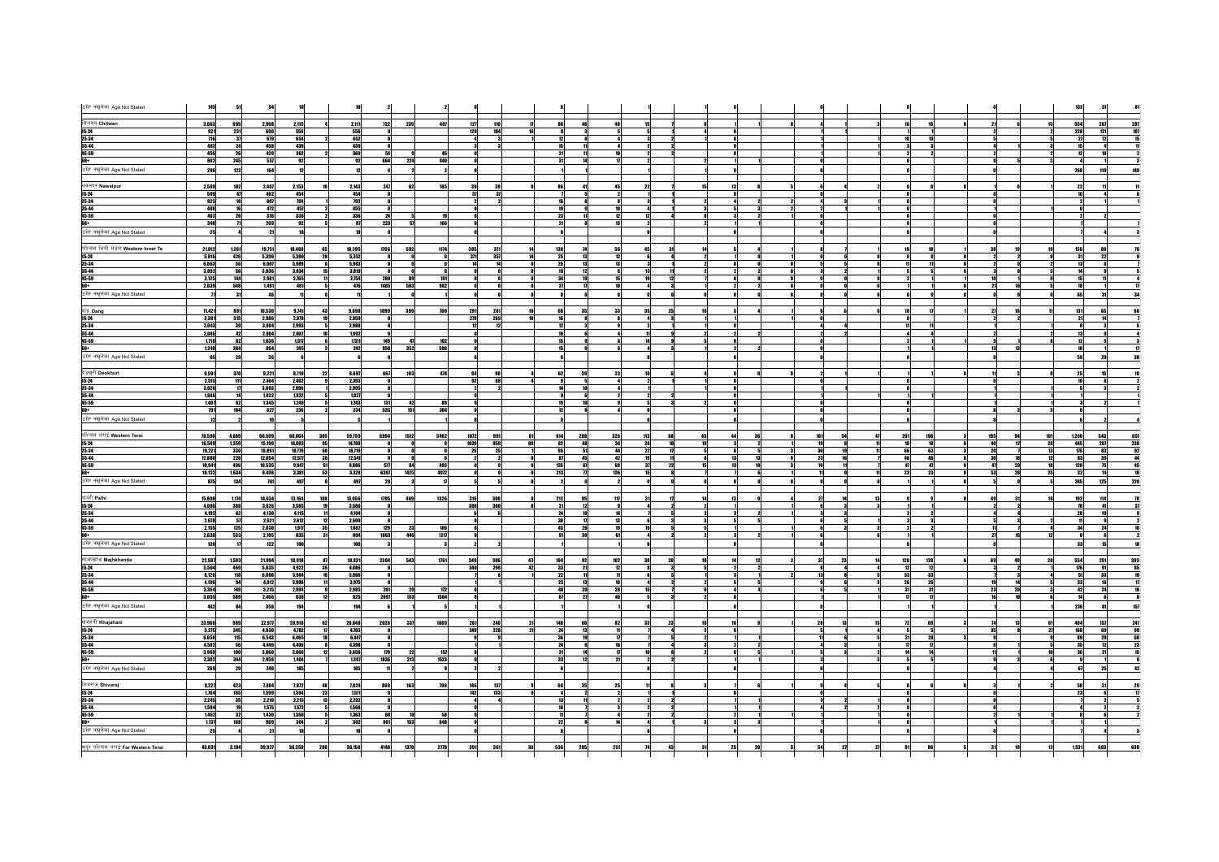| | | | | | | | | | | | | | | | | | | | | | | | | | | | | | | | | | |
|---|---|---|---|---|---|---|---|---|---|---|---|---|---|---|---|---|---|---|---|---|---|---|---|---|---|---|---|---|---|---|---|---|---|
| उमेर नखुलेका Age Not Stated | 145 | 51 | 94 | 10 | | 10 | 2 | | 2 | | | | 0 | | | 1 | | 1 | 0 | | | 0 | | | 0 | | | 0 | | | 132 | 51 | 81 |
| | | | | | | | | | | | | | | | | | | | | | | | | | | | | | | | | | |
| चितवन Chitwan | 3,663 | 695 | 2,968 | 2,115 | 4 | 2,111 | 722 | 235 | 487 | 127 | 110 | 17 | 88 | 48 | 40 | 15 | 7 | 8 | 1 | 1 | 0 | 4 | 1 | 3 | 16 | 16 | 0 | 21 | 6 | 15 | 554 | 267 | 287 |
| 15-24 | 921 | 231 | 690 | 556 | | 556 | | | | 120 | 104 | 16 | 9 | 4 | 5 | 5 | | 5 | 0 | | | 1 | | 1 | 1 | 1 | | 1 | | 1 | 226 | 121 | 107 |
| 25-34 | 716 | 37 | 679 | 652 | | 652 | | | | 4 | 3 | 1 | 12 | 8 | 4 | 3 | 1 | 2 | 0 | | | 1 | | 1 | 10 | 10 | | 5 | | 5 | 27 | 12 | 15 |
| 35-44 | 482 | 24 | 458 | 439 | | 439 | | | | 3 | 3 | | 15 | 11 | 4 | 2 | | 2 | 0 | | | 1 | | 1 | 3 | 3 | | 4 | 1 | 3 | 15 | 4 | 11 |
| 45-59 | 456 | 36 | 420 | 362 | 2 | 360 | 54 | 9 | 45 | | | | 21 | 11 | 10 | 2 | 2 | | 0 | | | 1 | | 1 | 2 | 2 | | 2 | | 2 | 12 | 10 | 2 |
| 60+ | 802 | 245 | 557 | 94 | 2 | 92 | 664 | 224 | 440 | | | | 31 | 14 | 17 | 3 | 2 | 1 | 1 | 1 | | 0 | | | 0 | | | 8 | 5 | 3 | 4 | 1 | 3 |
| उमेर नखुलेका Age Not Stated | 286 | 122 | 164 | 12 | | 12 | 4 | 2 | 2 | | | | 0 | | | 0 | | | 0 | | | 0 | | | 0 | | | 1 | | 1 | 268 | 119 | 149 |
| | | | | | | | | | | | | | | | | | | | | | | | | | | | | | | | | | |
| नवलपुर Nawalpur | 2,589 | 182 | 2,407 | 2,153 | 10 | 2,143 | 247 | 62 | 185 | 39 | 39 | | 86 | 41 | 45 | 22 | 7 | 15 | 13 | 8 | 5 | 6 | 4 | 2 | 0 | | | 0 | 0 | 0 | 22 | 11 | 11 |
| 15-24 | 509 | 47 | 462 | 454 | | 454 | | | | 37 | 37 | | 7 | 5 | 2 | 1 | | 1 | 0 | | | 0 | | | 0 | | | 0 | | | 10 | 4 | 6 |
| 25-34 | 825 | 18 | 807 | 794 | 1 | 793 | | | | 2 | 2 | | 16 | 8 | 8 | 3 | | 3 | 4 | 2 | 2 | 4 | 3 | 1 | 0 | | | 0 | | | 2 | 1 | 1 |
| 35-44 | 488 | 16 | 472 | 457 | 2 | 455 | | | | | | | 19 | 9 | 10 | 4 | 1 | 3 | 5 | 3 | 2 | 2 | 1 | 1 | 0 | | | 1 | | 1 | 0 | | |
| 45-59 | 403 | 26 | 376 | 338 | 2 | 336 | 24 | 5 | 19 | | | | 23 | 11 | 12 | 12 | 4 | 8 | 3 | 2 | 1 | 0 | | | 0 | | | | | | 2 | 2 | |
| 60+ | 340 | 71 | 269 | 92 | 5 | 87 | 223 | 57 | 166 | | | | 21 | 8 | 13 | 2 | 2 | | 2 | 1 | 1 | 0 | | | 0 | | | | | | 1 | | 1 |
| उमेर नखुलेका Age Not Stated | 25 | 4 | 21 | 18 | | 18 | | | | | | | 0 | | | | | | 0 | | | | | | | | | | | | 3 | | 3 |
| | | | | | | | | | | | | | | | | | | | | | | | | | | | | | | | | | |
| पश्चिम भित्री मधेश Western Inner Te | 21,012 | 1,261 | 19,751 | 18,460 | 65 | 18,395 | 1766 | 592 | 1174 | 385 | 371 | 14 | 130 | 74 | 56 | 45 | 31 | 14 | 5 | 4 | 1 | 8 | 7 | 1 | 19 | 18 | 1 | 38 | 19 | 19 | 156 | 80 | 76 |
| 15-24 | 5,816 | 426 | 5,390 | 5,380 | 28 | 5,352 | 0 | | | 371 | 357 | 14 | 25 | 13 | 12 | 6 | 4 | 2 | 1 | | 1 | 1 | 1 | | 0 | 0 | 0 | 2 | 2 | 0 | 31 | 22 | 9 |
| 25-34 | 6,063 | 56 | 6,007 | 5,989 | 6 | 5,983 | 0 | | | 14 | 14 | | 26 | 13 | 13 | 3 | | 3 | 0 | 0 | 0 | 5 | 5 | 0 | 11 | 11 | 0 | 2 | 0 | 2 | 13 | 6 | 7 |
| 35-44 | 3,892 | 58 | 3,834 | 3,834 | 15 | 3,819 | 0 | | | | | | 18 | 12 | 6 | 13 | 11 | 2 | 2 | 2 | 0 | 3 | 2 | 1 | 5 | 5 | 0 | 3 | 0 | 3 | 14 | 9 | 5 |
| 45-59 | 3,125 | 144 | 2,981 | 2,765 | 11 | 2,754 | 280 | 89 | 191 | | | | 34 | 19 | 15 | 19 | 12 | 7 | 0 | 0 | 0 | 0 | 0 | 0 | 2 | 1 | 1 | 10 | 1 | 9 | 15 | 11 | 4 |
| 60+ | 2,039 | 548 | 1,491 | 481 | 5 | 476 | 1485 | 503 | 982 | | | | 27 | 17 | 10 | 4 | 4 | | 2 | 2 | 0 | 0 | 0 | 0 | 1 | 1 | 0 | 21 | 16 | 5 | 18 | 1 | 17 |
| उमेर नखुलेका Age Not Stated | 77 | 31 | 46 | 11 | 0 | 11 | 1 | | 1 | 0 | | | 0 | | | 0 | | | 0 | | | 0 | | | 0 | | | 0 | | | 65 | 31 | 34 |
| | | | | | | | | | | | | | | | | | | | | | | | | | | | | | | | | | |
| दाङ Dang | 11,421 | 891 | 10,530 | 9,741 | 43 | 9,698 | 1099 | 399 | 700 | 291 | 281 | 10 | 68 | 35 | 33 | 35 | 25 | 10 | 5 | 4 | 1 | 6 | 6 | 0 | 18 | 17 | 1 | 27 | 16 | 11 | 131 | 65 | 66 |
| 15-24 | 3,301 | 315 | 2,986 | 2,978 | 19 | 2,959 | 0 | | | 279 | 269 | 10 | 16 | 8 | 8 | 4 | 3 | 1 | 1 | | 1 | 1 | 1 | | 0 | | | 2 | 2 | 0 | 21 | 14 | 7 |
| 25-34 | 3,043 | 39 | 3,004 | 2,993 | 5 | 2,988 | 0 | | | 12 | 12 | | 12 | 3 | 9 | 4 | 2 | 2 | 0 | | | 4 | 4 | | 11 | 11 | | 0 | | | 8 | 3 | 5 |
| 35-44 | 2,046 | 42 | 2,004 | 2,002 | 10 | 1,992 | 0 | | | | | | 10 | 6 | 4 | 11 | 9 | 2 | 2 | 2 | | 2 | 2 | | 4 | | | 2 | 1 | | 13 | 9 | 4 |
| 45-59 | 1,718 | 82 | 1,636 | 1,517 | 6 | 1,511 | 149 | 47 | 102 | | | | 15 | 9 | 6 | 14 | 8 | 6 | 0 | | | 0 | | | 2 | 1 | 1 | 1 | 0 | 1 | 12 | 9 | 3 |
| 60+ | 1,248 | 284 | 964 | 245 | 3 | 242 | 950 | 352 | 598 | | | | 15 | 9 | 6 | 5 | 4 | 1 | 2 | 2 | | 0 | | | 1 | 1 | | 13 | 13 | | 18 | 1 | 17 |
| उमेर नखुलेका Age Not Stated | 65 | 29 | 36 | 6 | | 6 | 0 | | | 0 | | | 0 | | | 0 | | | 0 | | | 0 | | | 0 | | | 0 | | | 59 | 29 | 30 |
| | | | | | | | | | | | | | | | | | | | | | | | | | | | | | | | | | |
| देउखुरी Deokhuri | 9,591 | 370 | 9,221 | 8,719 | 22 | 8,697 | 667 | 193 | 474 | 94 | 90 | 4 | 62 | 39 | 23 | 10 | 6 | 4 | 0 | 0 | 0 | 2 | 1 | 1 | 1 | 1 | 0 | 11 | 3 | 8 | 25 | 15 | 10 |
| 15-24 | 2,515 | 111 | 2,404 | 2,402 | 9 | 2,393 | 0 | | | 92 | 88 | 4 | 9 | 5 | 4 | 2 | 1 | 1 | 0 | | | 1 | | 1 | 0 | | | 1 | | 1 | 10 | 8 | 2 |
| 25-34 | 3,020 | 17 | 3,003 | 2,996 | 1 | 2,995 | 0 | | | 2 | 2 | | 14 | 10 | 4 | 1 | | 1 | 0 | | | 0 | | | 1 | 1 | | 1 | | 1 | 5 | 3 | 2 |
| 35-44 | 1,846 | 14 | 1,832 | 1,832 | 5 | 1,827 | 0 | | | | | | 8 | 6 | 2 | 2 | 2 | | 0 | | | 0 | | | 0 | | | 1 | | 1 | 1 | 1 | |
| 45-59 | 1,407 | 62 | 1,345 | 1,248 | 5 | 1,243 | 131 | 42 | 89 | | | | 19 | 10 | 9 | 5 | 3 | 2 | 0 | | | 1 | 1 | | 0 | | | 1 | | 1 | 3 | 2 | 1 |
| 60+ | 791 | 164 | 627 | 236 | 2 | 234 | 535 | 151 | 384 | | | | 12 | 8 | 4 | 0 | | | 0 | | | 0 | | | 0 | | | 8 | 3 | 5 | 0 | | |
| उमेर नखुलेका Age Not Stated | 12 | 2 | 10 | 5 | | 5 | 1 | | 1 | 0 | | | 0 | | | 0 | | | 0 | | | 0 | | | 0 | | | 0 | | | 6 | 2 | 4 |
| | | | | | | | | | | | | | | | | | | | | | | | | | | | | | | | | | |
| पश्चिम तराई Western Terai | 70,506 | 4,609 | 65,909 | 60,064 | 305 | 59,759 | 6994 | 1512 | 5482 | 1072 | 991 | 81 | 614 | 288 | 326 | 113 | 68 | 45 | 44 | 36 | 8 | 101 | 54 | 47 | 201 | 198 | 3 | 195 | 94 | 101 | 1,200 | 543 | 657 |
| 15-24 | 16,549 | 1,359 | 15,190 | 14,883 | 95 | 14,788 | 0 | | | 1030 | 950 | 80 | 82 | 48 | 34 | 20 | 10 | 10 | 3 | 2 | 1 | 19 | 8 | 11 | 18 | 18 | 0 | 40 | 12 | 28 | 445 | 207 | 238 |
| 25-34 | 19,221 | 330 | 18,891 | 18,779 | 60 | 18,719 | 0 | | | 26 | 25 | 1 | 95 | 51 | 44 | 22 | 17 | 5 | 8 | 5 | 3 | 30 | 19 | 11 | 66 | 63 | 3 | 20 | 7 | 13 | 175 | 83 | 92 |
| 35-44 | 12,880 | 226 | 12,654 | 12,577 | 36 | 12,541 | 0 | | | 2 | 2 | 0 | 87 | 45 | 42 | 19 | 11 | 8 | 13 | 13 | 0 | 23 | 16 | 7 | 46 | 46 | 0 | 30 | 18 | 12 | 83 | 39 | 44 |
| 45-59 | 10,949 | 406 | 10,535 | 9,947 | 61 | 9,886 | 577 | 84 | 493 | 0 | | | 135 | 67 | 68 | 37 | 22 | 15 | 13 | 10 | 3 | 18 | 11 | 7 | 47 | 47 | 0 | 47 | 29 | 18 | 120 | 75 | 45 |
| 60+ | 10,132 | 1,634 | 8,498 | 3,381 | 53 | 3,328 | 6397 | 1425 | 4972 | 0 | | | 213 | 77 | 136 | 15 | 8 | 7 | 7 | 6 | 1 | 11 | 0 | 11 | 23 | 23 | 0 | 53 | 28 | 25 | 32 | 14 | 18 |
| उमेर नखुलेका Age Not Stated | 875 | 134 | 741 | 497 | | 497 | 20 | 3 | 17 | 6 | 5 | 1 | 2 | | 2 | 0 | | | 0 | | | 0 | | | 1 | 1 | 0 | 5 | 0 | 5 | 345 | 125 | 220 |
| | | | | | | | | | | | | | | | | | | | | | | | | | | | | | | | | | |
| पाल्ही Palhi | 15,808 | 1,174 | 14,634 | 13,164 | 108 | 13,056 | 1795 | 469 | 1326 | 316 | 308 | 8 | 212 | 95 | 117 | 31 | 17 | 14 | 13 | 9 | 4 | 27 | 14 | 13 | 9 | 9 | 0 | 49 | 31 | 18 | 192 | 114 | 78 |
| 15-24 | 4,006 | 380 | 3,626 | 3,585 | 19 | 3,566 | 0 | | | 308 | 300 | 8 | 21 | 12 | 9 | 3 | 2 | 1 | 1 | 1 | | 6 | 3 | 3 | 1 | 1 | | 2 | 2 | | 78 | 41 | 37 |
| 25-34 | 4,192 | 62 | 4,130 | 4,115 | 11 | 4,104 | 0 | | | 6 | 6 | | 24 | 10 | 14 | 7 | 5 | 2 | 3 | 2 | 1 | 3 | 3 | | 2 | 2 | | 4 | 4 | | 28 | 19 | 9 |
| 35-44 | 2,678 | 57 | 2,621 | 2,612 | 12 | 2,600 | 0 | | | | | | 30 | 17 | 13 | 6 | 3 | 3 | 3 | 3 | | 6 | 5 | 1 | 3 | 3 | | 5 | 3 | 2 | 11 | 9 | 2 |
| 45-59 | 2,155 | 125 | 2,030 | 1,917 | 35 | 1,882 | 129 | 23 | 106 | | | | 45 | 26 | 19 | 10 | 5 | 5 | 1 | 1 | | 6 | 3 | 3 | 2 | 2 | | 11 | 7 | 4 | 34 | 24 | 10 |
| 60+ | 2,638 | 533 | 2,105 | 835 | 31 | 804 | 1663 | 446 | 1217 | | | | 91 | 30 | 61 | 4 | 2 | 2 | 3 | 2 | 1 | 6 | | 6 | 1 | 1 | | 27 | 15 | 12 | 8 | 6 | 2 |
| उमेर नखुलेका Age Not Stated | 139 | 17 | 122 | 100 | | 100 | 3 | | 3 | 2 | 2 | | 1 | | 1 | 1 | | 1 | 2 | | 2 | 0 | | | 0 | | | 0 | | | 33 | 15 | 18 |
| | | | | | | | | | | | | | | | | | | | | | | | | | | | | | | | | | |
| माझखण्ड Majhkhanda | 22,597 | 1,563 | 21,034 | 18,918 | 87 | 18,831 | 2304 | 543 | 1761 | 349 | 306 | 43 | 194 | 92 | 102 | 38 | 20 | 18 | 14 | 12 | 2 | 37 | 23 | 14 | 120 | 120 | 0 | 69 | 40 | 29 | 554 | 251 | 303 |
| 15-24 | 5,504 | 469 | 5,035 | 4,922 | 36 | 4,886 | 0 | | | 340 | 298 | 42 | 33 | 21 | 12 | 8 | 5 | 3 | 2 | 2 | | 7 | 3 | 4 | 12 | 12 | | 3 | 2 | 1 | 176 | 91 | 85 |
| 25-34 | 6,126 | 118 | 6,008 | 5,984 | 18 | 5,966 | 0 | | | 7 | 6 | 1 | 22 | 11 | 11 | 6 | 1 | 5 | 3 | 1 | 2 | 13 | 8 | 5 | 33 | 33 | | 7 | 4 | 3 | 51 | 33 | 18 |
| 35-44 | 4,106 | 94 | 4,012 | 3,986 | 11 | 3,975 | 0 | | | | | | 23 | 13 | 10 | 4 | 2 | 2 | 5 | 5 | | 9 | 6 | 3 | 26 | 26 | | 19 | 14 | 5 | 33 | 16 | 17 |
| 45-59 | 3,364 | 149 | 3,215 | 2,994 | 9 | 2,985 | 201 | 29 | 172 | | | | 48 | 20 | 28 | 15 | 8 | 7 | 4 | 4 | | 6 | 5 | 1 | 31 | 31 | | 23 | 20 | 3 | 42 | 24 | 18 |
| 60+ | 3,055 | 589 | 2,466 | 838 | 13 | 825 | 2097 | 513 | 1584 | | | | 67 | 27 | 40 | 5 | 3 | 2 | 0 | | | 2 | 1 | 1 | 17 | 17 | | 16 | 10 | 6 | 14 | 6 | 8 |
| उमेर नखुलेका Age Not Stated | 442 | 84 | 358 | 194 | | 194 | 6 | 1 | 5 | 1 | 1 | | 1 | | 1 | 0 | | | 0 | | | 0 | | | 1 | 1 | | 1 | | 1 | 238 | 81 | 157 |
| | | | | | | | | | | | | | | | | | | | | | | | | | | | | | | | | | |
| खजहनी Khajahani | 23,966 | 989 | 22,977 | 20,910 | 62 | 20,848 | 2026 | 337 | 1689 | 261 | 240 | 21 | 148 | 66 | 82 | 33 | 23 | 10 | 10 | 9 | 1 | 28 | 13 | 15 | 72 | 69 | 3 | 74 | 13 | 61 | 404 | 157 | 247 |
| 15-24 | 5,275 | 345 | 4,930 | 4,782 | 17 | 4,765 | 0 | | | 249 | 228 | 21 | 24 | 13 | 11 | 7 | 4 | 3 | 0 | | | 5 | 1 | 4 | 5 | 5 | | 35 | 8 | 27 | 168 | 69 | 99 |
| 25-34 | 6,658 | 115 | 6,543 | 6,465 | 18 | 6,447 | 0 | | | 9 | 9 | | 36 | 19 | 17 | 6 | 5 | 1 | 2 | 1 | 1 | 11 | 6 | 5 | 31 | 28 | 3 | 9 | | 9 | 89 | 29 | 60 |
| 35-44 | 4,502 | 56 | 4,446 | 4,406 | 8 | 4,398 | 0 | | | 1 | 1 | | 24 | 8 | 16 | 7 | 4 | 3 | 3 | 2 | 1 | 4 | 3 | 1 | 17 | 17 | | 6 | 1 | 5 | 35 | 12 | 23 |
| 45-59 | 3,960 | 100 | 3,860 | 3,668 | 12 | 3,656 | 179 | 22 | 157 | | | | 31 | 14 | 17 | 10 | 8 | 2 | 6 | 5 | 1 | 5 | 3 | 2 | 14 | 14 | | 11 | 1 | 10 | 36 | 21 | 15 |
| 60+ | 3,302 | 344 | 2,958 | 1,404 | 7 | 1,397 | 1836 | 313 | 1523 | | | | 33 | 12 | 21 | 3 | 2 | 1 | 0 | | | 3 | | 3 | 5 | 5 | | 9 | 3 | 6 | 9 | 1 | 8 |
| उमेर नखुलेका Age Not Stated | 269 | 29 | 240 | 185 | | 185 | 11 | 2 | 9 | 2 | 2 | | 0 | | | 0 | | | 0 | | | 0 | | | 0 | | | 4 | | 4 | 67 | 25 | 42 |
| | | | | | | | | | | | | | | | | | | | | | | | | | | | | | | | | | |
| शिवराज Shivaraj | 8,227 | 423 | 7,804 | 7,072 | 48 | 7,024 | 869 | 163 | 706 | 146 | 137 | 9 | 60 | 35 | 25 | 11 | 8 | 3 | 7 | 6 | 1 | 5 | 4 | 1 | 0 | 0 | 0 | 3 | 1 | 2 | 50 | 21 | 29 |
| 15-24 | 1,764 | 165 | 1,599 | 1,594 | 23 | 1,571 | 0 | | | 142 | 133 | 9 | 4 | 2 | 2 | 2 | 1 | 1 | 1 | 1 | | 0 | | | 0 | | | 0 | | | 23 | 6 | 17 |
| 25-34 | 2,245 | 35 | 2,210 | 2,215 | 13 | 2,202 | 0 | | | 4 | 4 | | 13 | 11 | 2 | 2 | 2 | | 1 | 1 | | 3 | 2 | 1 | 0 | | | 0 | | | 7 | 2 | 5 |
| 35-44 | 1,594 | 19 | 1,575 | 1,573 | 5 | 1,568 | 0 | | | | | | 10 | 7 | 3 | 2 | 2 | | 1 | 1 | | 1 | 1 | | 0 | | | 0 | | | 4 | 2 | 2 |
| 45-59 | 1,462 | 32 | 1,430 | 1,368 | 5 | 1,363 | 68 | 10 | 58 | | | | 11 | 7 | 4 | 2 | 2 | | 2 | 1 | 1 | 1 | 1 | | 0 | | | 2 | 1 | 1 | 8 | 6 | 2 |
| 60+ | 1,137 | 168 | 969 | 304 | 2 | 302 | 801 | 153 | 648 | | | | 22 | 8 | 14 | 4 | 1 | 3 | 3 | 3 | | 0 | | | 0 | | | 1 | | 1 | 1 | 1 | |
| उमेर नखुलेका Age Not Stated | 25 | 4 | 21 | 18 | | 18 | 0 | | | 0 | | | 0 | | | 0 | | | 0 | | | 0 | | | 0 | | | 0 | | | 7 | 4 | 3 |
| | | | | | | | | | | | | | | | | | | | | | | | | | | | | | | | | | |
| सुदूर पश्चिम तराई Far Western Terai | 43,031 | 3,104 | 39,927 | 36,358 | 200 | 36,158 | 4140 | 1370 | 2770 | 391 | 361 | 30 | 536 | 285 | 251 | 74 | 43 | 31 | 25 | 20 | 5 | 54 | 27 | 27 | 91 | 86 | 5 | 31 | 19 | 12 | 1,331 | 693 | 638 |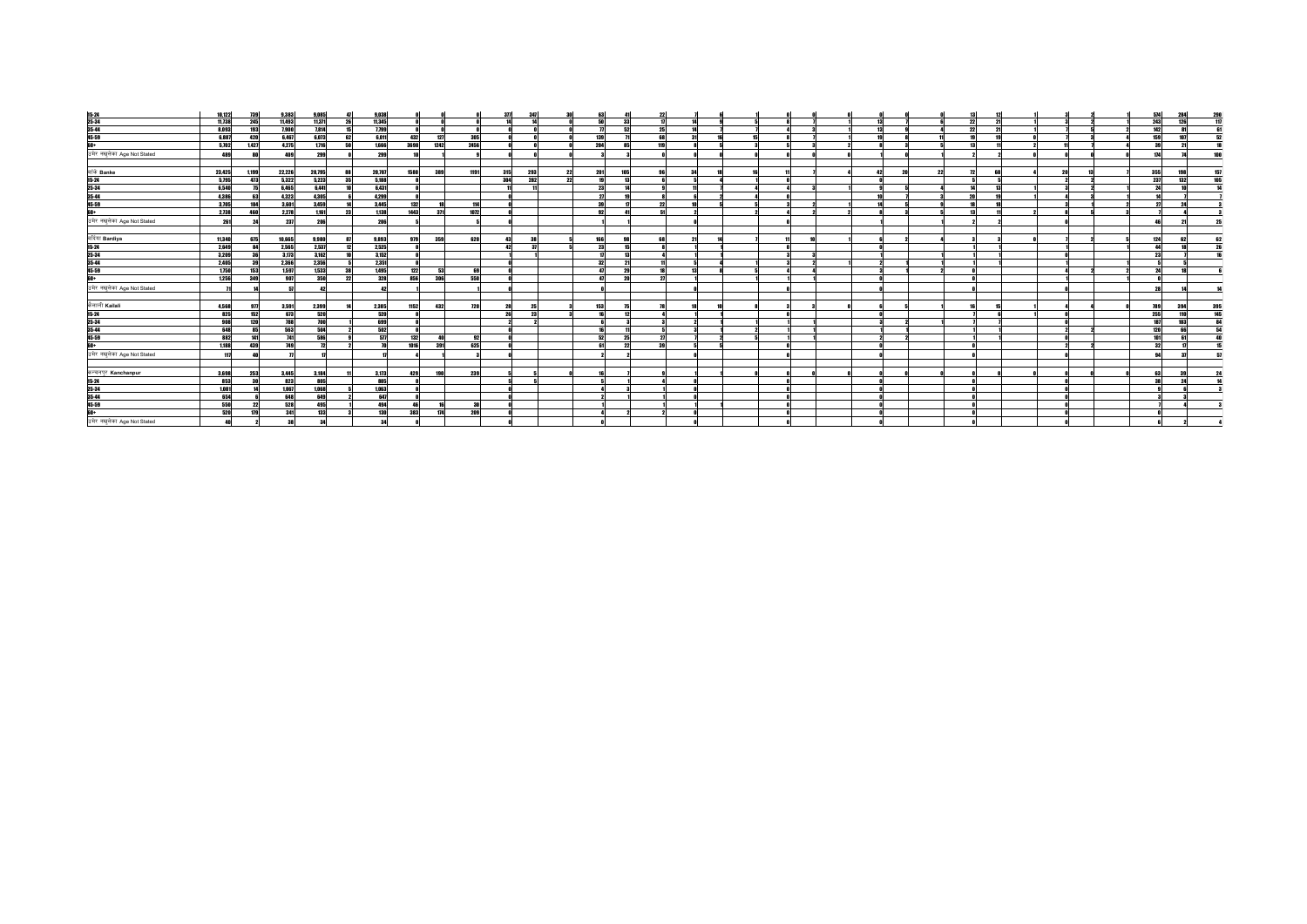| | | | | | | | | | | | | | | | | | | | | | | | | | | | | | | | | |
|---|---|---|---|---|---|---|---|---|---|---|---|---|---|---|---|---|---|---|---|---|---|---|---|---|---|---|---|---|---|---|---|---|
| 15-24 | 10,122 | 739 | 9,383 | 9,085 | 47 | 9,038 | 0 | 0 | 0 | 377 | 347 | 30 | 63 | 41 | 22 | 7 | 6 | 1 | 0 | 0 | 0 | 0 | 0 | 0 | 13 | 12 | 1 | 3 | 2 | 1 | 574 | 284 | 290 |
| 25-34 | 11,738 | 245 | 11,493 | 11,371 | 26 | 11,345 | 0 | 0 | 0 | 14 | 14 | 0 | 50 | 33 | 17 | 14 | 9 | 5 | 8 | 7 | 1 | 13 | 7 | 6 | 22 | 21 | 1 | 3 | 2 | 1 | 243 | 126 | 117 |
| 35-44 | 8,093 | 193 | 7,900 | 7,814 | 15 | 7,799 | 0 | 0 | 0 | 0 | 0 | 0 | 77 | 52 | 25 | 14 | 7 | 7 | 4 | 3 | 1 | 13 | 9 | 4 | 22 | 21 | 1 | 7 | 5 | 2 | 142 | 81 | 61 |
| 45-59 | 6,887 | 420 | 6,467 | 6,073 | 62 | 6,011 | 432 | 127 | 305 | 0 | 0 | 0 | 139 | 71 | 68 | 31 | 16 | 15 | 8 | 7 | 1 | 19 | 8 | 11 | 19 | 19 | 0 | 7 | 3 | 4 | 159 | 107 | 52 |
| 60+ | 5,702 | 1,427 | 4,275 | 1,716 | 50 | 1,666 | 3698 | 1242 | 2456 | 0 | 0 | 0 | 204 | 85 | 119 | 8 | 5 | 3 | 5 | 3 | 2 | 8 | 3 | 5 | 13 | 11 | 2 | 11 | 7 | 4 | 39 | 21 | 18 |
| उमेर नखुलेका Age Not Stated | 489 | 80 | 409 | 299 | | 299 | 10 | 1 | 9 | 0 | 0 | 0 | 3 | 3 | 0 | 0 | | | 0 | | | 0 | | | 2 | 2 | 0 | 0 | | | 174 | 74 | 100 |
| | | | | | | | | | | | | | | | | | | | | | | | | | | | | | | | | |
| बाँके Banke | 23,425 | 1,199 | 22,226 | 20,795 | 88 | 20,707 | 1580 | 389 | 1191 | 315 | 293 | 22 | 201 | 105 | 96 | 34 | 18 | 16 | 11 | 7 | 4 | 42 | 20 | 22 | 72 | 68 | 4 | 20 | 13 | 7 | 355 | 198 | 157 |
| 15-24 | 5,795 | 473 | 5,322 | 5,223 | 35 | 5,188 | 0 | | | 304 | 282 | 22 | 19 | 13 | 6 | 5 | 4 | 1 | 0 | | | 0 | | | 5 | 5 | | 2 | 2 | | 237 | 132 | 105 |
| 25-34 | 6,540 | 75 | 6,465 | 6,441 | 10 | 6,431 | 0 | | | 11 | 11 | | 23 | 14 | 9 | 11 | 7 | 4 | 4 | 3 | 1 | 9 | 5 | 4 | 14 | 13 | 1 | 3 | 2 | 1 | 24 | 10 | 14 |
| 35-44 | 4,386 | 63 | 4,323 | 4,305 | 6 | 4,299 | 0 | | | 0 | | | 27 | 19 | 8 | 6 | 2 | 4 | 0 | | | 10 | 7 | 3 | 20 | 19 | 1 | 4 | 3 | 1 | 14 | 7 | 7 |
| 45-59 | 3,705 | 104 | 3,601 | 3,459 | 14 | 3,445 | 132 | 18 | 114 | 0 | | | 39 | 17 | 22 | 10 | 5 | 5 | 3 | 2 | 1 | 14 | 5 | 9 | 18 | 18 | | 3 | 1 | 2 | 27 | 24 | 3 |
| 60+ | 2,738 | 460 | 2,278 | 1,161 | 23 | 1,138 | 1443 | 371 | 1072 | 0 | | | 92 | 41 | 51 | 2 | | 2 | 4 | 2 | 2 | 8 | 3 | 5 | 13 | 11 | 2 | 8 | 5 | 3 | 7 | 4 | 3 |
| उमेर नखुलेका Age Not Stated | 261 | 24 | 237 | 206 | | 206 | 5 | | 5 | 0 | | | 1 | 1 | | 0 | | | 0 | | | 1 | 1 | | 2 | 2 | | 0 | | | 46 | 21 | 25 |
| | | | | | | | | | | | | | | | | | | | | | | | | | | | | | | | | |
| बर्दिया Bardiya | 11,340 | 675 | 10,665 | 9,980 | 87 | 9,893 | 979 | 359 | 620 | 43 | 38 | 5 | 166 | 98 | 68 | 21 | 14 | 7 | 11 | 10 | 1 | 6 | 2 | 4 | 3 | 3 | 0 | 7 | 2 | 5 | 124 | 62 | 62 |
| 15-24 | 2,649 | 84 | 2,565 | 2,537 | 12 | 2,525 | 0 | | | 42 | 37 | 5 | 23 | 15 | 8 | 1 | 1 | | 0 | | | 0 | | | 1 | 1 | | 1 | | 1 | 44 | 18 | 26 |
| 25-34 | 3,209 | 36 | 3,173 | 3,162 | 10 | 3,152 | 0 | | | 1 | 1 | | 17 | 13 | 4 | 1 | 1 | | 3 | 3 | | 1 | 1 | | 1 | 1 | | 0 | | | 23 | 7 | 16 |
| 35-44 | 2,405 | 39 | 2,366 | 2,356 | 5 | 2,351 | 0 | | | 0 | | | 32 | 21 | 11 | 5 | 4 | 1 | 3 | 2 | 1 | 2 | 1 | 1 | 1 | 1 | | 1 | | 1 | 5 | 5 | |
| 45-59 | 1,750 | 153 | 1,597 | 1,533 | 38 | 1,495 | 122 | 53 | 69 | 0 | | | 47 | 29 | 18 | 13 | 8 | 5 | 4 | 4 | | 3 | 1 | 2 | 0 | | | 4 | 2 | 2 | 24 | 18 | 6 |
| 60+ | 1,256 | 349 | 907 | 350 | 22 | 328 | 856 | 306 | 550 | 0 | | | 47 | 20 | 27 | 1 | | 1 | 1 | 1 | | 0 | | | 0 | | | 1 | | 1 | 0 | | |
| उमेर नखुलेका Age Not Stated | 71 | 14 | 57 | 42 | | 42 | 1 | | 1 | 0 | | | 0 | | | | | | 0 | | | 0 | | | 0 | | | 0 | | | 28 | 14 | 14 |
| | | | | | | | | | | | | | | | | | | | | | | | | | | | | | | | | |
| कैलाली Kailali | 4,568 | 977 | 3,591 | 2,399 | 14 | 2,385 | 1152 | 432 | 720 | 28 | 25 | 3 | 153 | 75 | 78 | 18 | 10 | 8 | 3 | 3 | 0 | 6 | 5 | 1 | 16 | 15 | 1 | 4 | 4 | 0 | 789 | 394 | 395 |
| 15-24 | 825 | 152 | 673 | 520 | | 520 | 0 | | | 26 | 23 | 3 | 16 | 12 | 4 | 1 | 1 | | 0 | | | 0 | | | 7 | 6 | 1 | 0 | | | 255 | 110 | 145 |
| 25-34 | 908 | 120 | 788 | 700 | 1 | 699 | 0 | | | 2 | 2 | | 6 | 3 | 3 | 2 | 1 | 1 | 1 | 1 | | 3 | 2 | 1 | 7 | 7 | | 0 | | | 187 | 103 | 84 |
| 35-44 | 648 | 85 | 563 | 504 | 2 | 502 | 0 | | | 0 | | | 16 | 11 | 5 | 3 | 1 | 2 | 1 | 1 | | 1 | 1 | | 1 | 1 | | 2 | 2 | | 120 | 66 | 54 |
| 45-59 | 882 | 141 | 741 | 586 | 9 | 577 | 132 | 40 | 92 | 0 | | | 52 | 25 | 27 | 7 | 2 | 5 | 1 | 1 | | 2 | 2 | | 1 | 1 | | 0 | | | 101 | 61 | 40 |
| 60+ | 1,188 | 439 | 749 | 72 | 2 | 70 | 1016 | 391 | 625 | 0 | | | 61 | 22 | 39 | 5 | 5 | | 0 | | | 0 | | | 0 | | | 2 | 2 | | 32 | 17 | 15 |
| उमेर नखुलेका Age Not Stated | 117 | 40 | 77 | 17 | | 17 | 4 | 1 | 3 | 0 | | | 2 | 2 | | 0 | | | 0 | | | 0 | | | 0 | | | 0 | | | 94 | 37 | 57 |
| | | | | | | | | | | | | | | | | | | | | | | | | | | | | | | | | |
| कञ्चनपुर Kanchanpur | 3,698 | 253 | 3,445 | 3,184 | 11 | 3,173 | 429 | 190 | 239 | 5 | 5 | 0 | 16 | 7 | 9 | 1 | 1 | 0 | 0 | 0 | 0 | 0 | 0 | 0 | 0 | 0 | 0 | 0 | 0 | 0 | 63 | 39 | 24 |
| 15-24 | 853 | 30 | 823 | 805 | | 805 | 0 | | | 5 | 5 | | 5 | 1 | 4 | 0 | | | 0 | | | 0 | | | 0 | | | 0 | | | 38 | 24 | 14 |
| 25-34 | 1,081 | 14 | 1,067 | 1,068 | 5 | 1,063 | 0 | | | 0 | | | 4 | 3 | 1 | 0 | | | 0 | | | 0 | | | 0 | | | 0 | | | 9 | 6 | 3 |
| 35-44 | 654 | 6 | 648 | 649 | 2 | 647 | 0 | | | 0 | | | 2 | 1 | 1 | 0 | | | 0 | | | 0 | | | 0 | | | 0 | | | 3 | 3 | |
| 45-59 | 550 | 22 | 528 | 495 | 1 | 494 | 46 | 16 | 30 | 0 | | | 1 | | 1 | 1 | 1 | | 0 | | | 0 | | | 0 | | | 0 | | | 7 | 4 | 3 |
| 60+ | 520 | 179 | 341 | 133 | 3 | 130 | 383 | 174 | 209 | 0 | | | 4 | 2 | 2 | 0 | | | 0 | | | 0 | | | 0 | | | 0 | | | 0 | | |
| उमेर नखुलेका Age Not Stated | 40 | 2 | 38 | 34 | | 34 | 0 | | | 0 | | | | | | 0 | | | 0 | | | 0 | | | 0 | | | 0 | | | 6 | 2 | 4 |